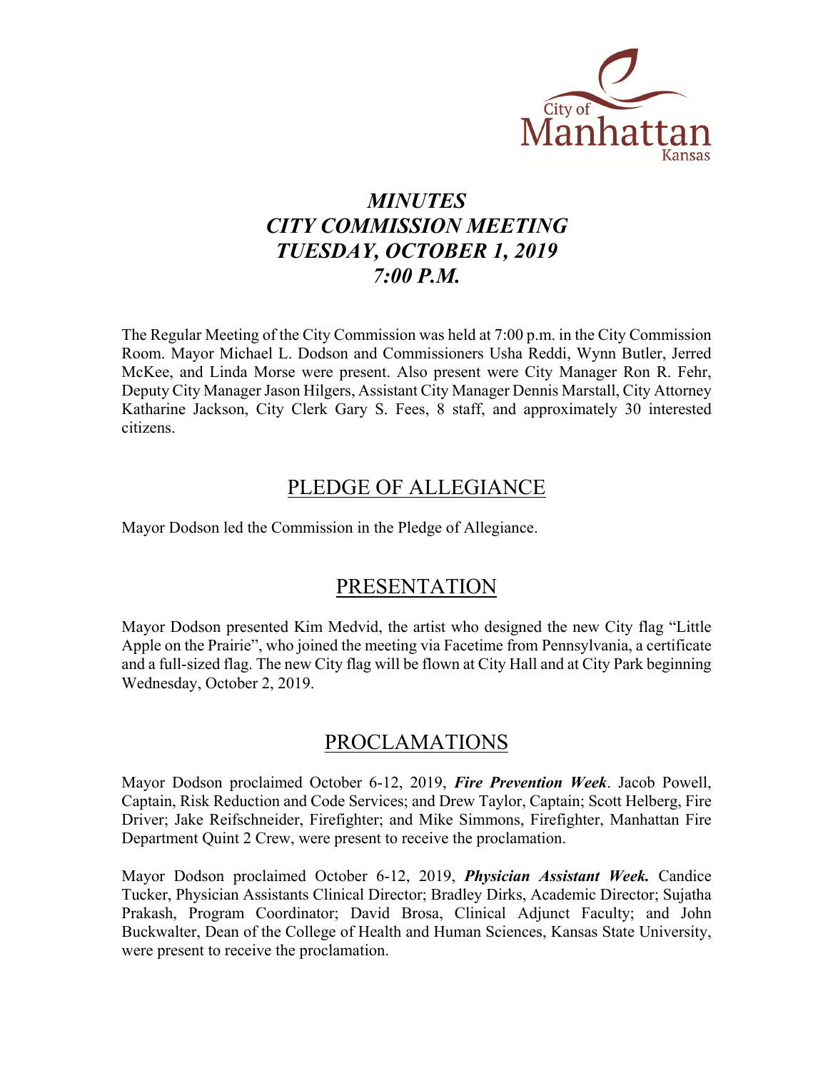City of Manhattan Kansas

# *MINUTES*
# *CITY COMMISSION MEETING*
# *TUESDAY, OCTOBER 1, 2019*
# *7:00 P.M.*

The Regular Meeting of the City Commission was held at 7:00 p.m. in the City Commission Room. Mayor Michael L. Dodson and Commissioners Usha Reddi, Wynn Butler, Jerred McKee, and Linda Morse were present. Also present were City Manager Ron R. Fehr, Deputy City Manager Jason Hilgers, Assistant City Manager Dennis Marstall, City Attorney Katharine Jackson, City Clerk Gary S. Fees, 8 staff, and approximately 30 interested citizens.

## PLEDGE OF ALLEGIANCE

Mayor Dodson led the Commission in the Pledge of Allegiance.

## PRESENTATION

Mayor Dodson presented Kim Medvid, the artist who designed the new City flag "Little Apple on the Prairie", who joined the meeting via Facetime from Pennsylvania, a certificate and a full-sized flag. The new City flag will be flown at City Hall and at City Park beginning Wednesday, October 2, 2019.

## PROCLAMATIONS

Mayor Dodson proclaimed October 6-12, 2019, ***Fire Prevention Week***. Jacob Powell, Captain, Risk Reduction and Code Services; and Drew Taylor, Captain; Scott Helberg, Fire Driver; Jake Reifschneider, Firefighter; and Mike Simmons, Firefighter, Manhattan Fire Department Quint 2 Crew, were present to receive the proclamation.

Mayor Dodson proclaimed October 6-12, 2019, ***Physician Assistant Week.*** Candice Tucker, Physician Assistants Clinical Director; Bradley Dirks, Academic Director; Sujatha Prakash, Program Coordinator; David Brosa, Clinical Adjunct Faculty; and John Buckwalter, Dean of the College of Health and Human Sciences, Kansas State University, were present to receive the proclamation.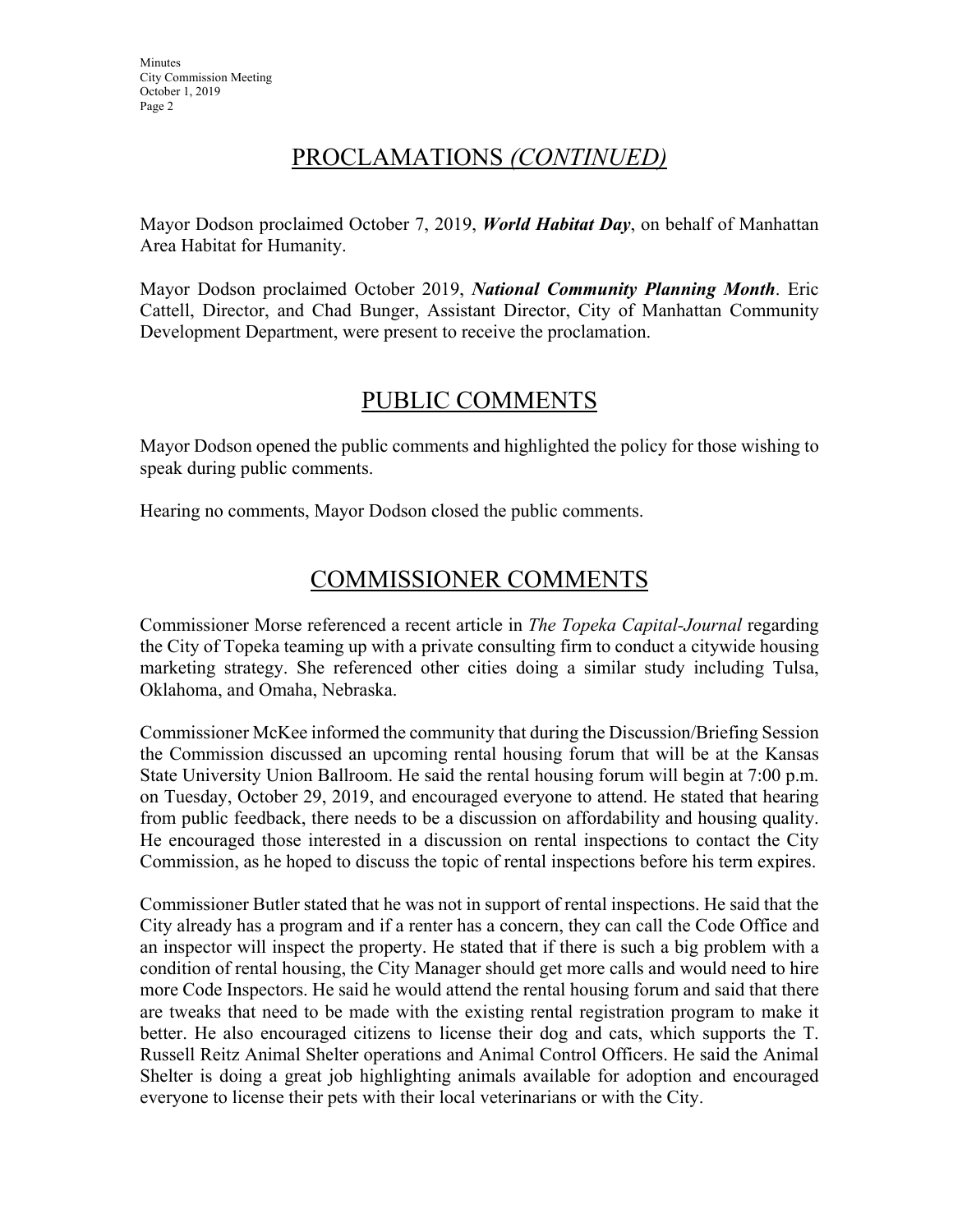## PROCLAMATIONS *(CONTINUED)*

Mayor Dodson proclaimed October 7, 2019, ***World Habitat Day***, on behalf of Manhattan Area Habitat for Humanity.

Mayor Dodson proclaimed October 2019, ***National Community Planning Month***. Eric Cattell, Director, and Chad Bunger, Assistant Director, City of Manhattan Community Development Department, were present to receive the proclamation.

## PUBLIC COMMENTS

Mayor Dodson opened the public comments and highlighted the policy for those wishing to speak during public comments.

Hearing no comments, Mayor Dodson closed the public comments.

## COMMISSIONER COMMENTS

Commissioner Morse referenced a recent article in *The Topeka Capital-Journal* regarding the City of Topeka teaming up with a private consulting firm to conduct a citywide housing marketing strategy. She referenced other cities doing a similar study including Tulsa, Oklahoma, and Omaha, Nebraska.

Commissioner McKee informed the community that during the Discussion/Briefing Session the Commission discussed an upcoming rental housing forum that will be at the Kansas State University Union Ballroom. He said the rental housing forum will begin at 7:00 p.m. on Tuesday, October 29, 2019, and encouraged everyone to attend. He stated that hearing from public feedback, there needs to be a discussion on affordability and housing quality. He encouraged those interested in a discussion on rental inspections to contact the City Commission, as he hoped to discuss the topic of rental inspections before his term expires.

Commissioner Butler stated that he was not in support of rental inspections. He said that the City already has a program and if a renter has a concern, they can call the Code Office and an inspector will inspect the property. He stated that if there is such a big problem with a condition of rental housing, the City Manager should get more calls and would need to hire more Code Inspectors. He said he would attend the rental housing forum and said that there are tweaks that need to be made with the existing rental registration program to make it better. He also encouraged citizens to license their dog and cats, which supports the T. Russell Reitz Animal Shelter operations and Animal Control Officers. He said the Animal Shelter is doing a great job highlighting animals available for adoption and encouraged everyone to license their pets with their local veterinarians or with the City.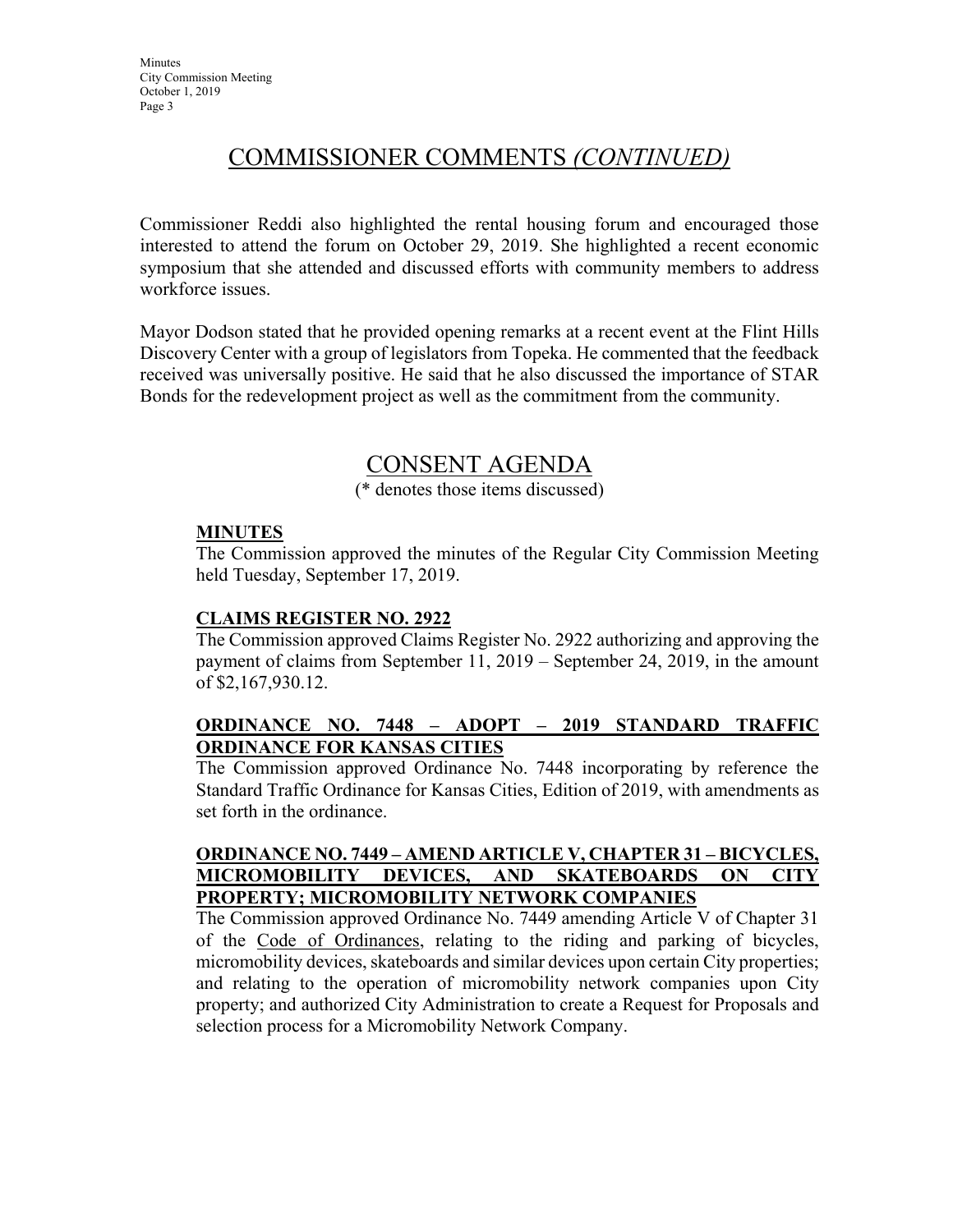# COMMISSIONER COMMENTS *(CONTINUED)*

Commissioner Reddi also highlighted the rental housing forum and encouraged those interested to attend the forum on October 29, 2019. She highlighted a recent economic symposium that she attended and discussed efforts with community members to address workforce issues.

Mayor Dodson stated that he provided opening remarks at a recent event at the Flint Hills Discovery Center with a group of legislators from Topeka. He commented that the feedback received was universally positive. He said that he also discussed the importance of STAR Bonds for the redevelopment project as well as the commitment from the community.

# CONSENT AGENDA

(* denotes those items discussed)

**MINUTES**

The Commission approved the minutes of the Regular City Commission Meeting held Tuesday, September 17, 2019.

**CLAIMS REGISTER NO. 2922**

The Commission approved Claims Register No. 2922 authorizing and approving the payment of claims from September 11, 2019 – September 24, 2019, in the amount of $2,167,930.12.

**ORDINANCE NO. 7448 – ADOPT – 2019 STANDARD TRAFFIC ORDINANCE FOR KANSAS CITIES**

The Commission approved Ordinance No. 7448 incorporating by reference the Standard Traffic Ordinance for Kansas Cities, Edition of 2019, with amendments as set forth in the ordinance.

**ORDINANCE NO. 7449 – AMEND ARTICLE V, CHAPTER 31 – BICYCLES, MICROMOBILITY DEVICES, AND SKATEBOARDS ON CITY PROPERTY; MICROMOBILITY NETWORK COMPANIES**

The Commission approved Ordinance No. 7449 amending Article V of Chapter 31 of the Code of Ordinances, relating to the riding and parking of bicycles, micromobility devices, skateboards and similar devices upon certain City properties; and relating to the operation of micromobility network companies upon City property; and authorized City Administration to create a Request for Proposals and selection process for a Micromobility Network Company.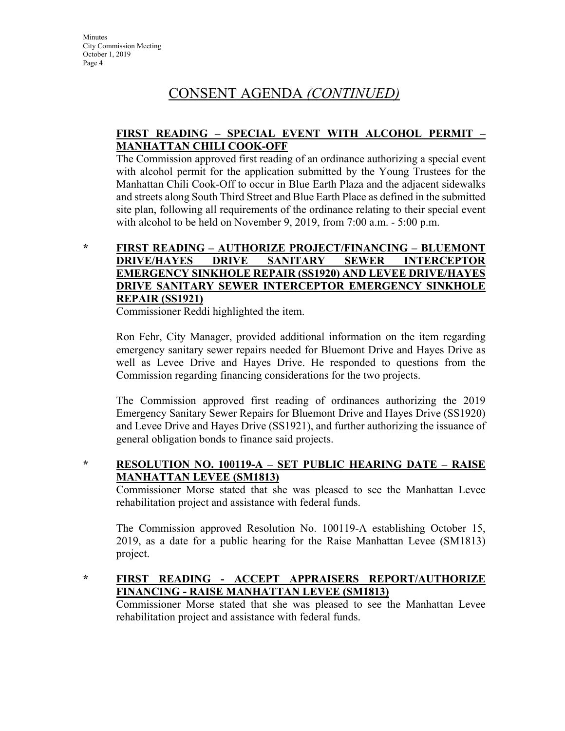# CONSENT AGENDA *(CONTINUED)*

**FIRST READING – SPECIAL EVENT WITH ALCOHOL PERMIT – MANHATTAN CHILI COOK-OFF**

The Commission approved first reading of an ordinance authorizing a special event with alcohol permit for the application submitted by the Young Trustees for the Manhattan Chili Cook-Off to occur in Blue Earth Plaza and the adjacent sidewalks and streets along South Third Street and Blue Earth Place as defined in the submitted site plan, following all requirements of the ordinance relating to their special event with alcohol to be held on November 9, 2019, from 7:00 a.m. - 5:00 p.m.

\* **FIRST READING – AUTHORIZE PROJECT/FINANCING – BLUEMONT DRIVE/HAYES DRIVE SANITARY SEWER INTERCEPTOR EMERGENCY SINKHOLE REPAIR (SS1920) AND LEVEE DRIVE/HAYES DRIVE SANITARY SEWER INTERCEPTOR EMERGENCY SINKHOLE REPAIR (SS1921)**

Commissioner Reddi highlighted the item.

Ron Fehr, City Manager, provided additional information on the item regarding emergency sanitary sewer repairs needed for Bluemont Drive and Hayes Drive as well as Levee Drive and Hayes Drive. He responded to questions from the Commission regarding financing considerations for the two projects.

The Commission approved first reading of ordinances authorizing the 2019 Emergency Sanitary Sewer Repairs for Bluemont Drive and Hayes Drive (SS1920) and Levee Drive and Hayes Drive (SS1921), and further authorizing the issuance of general obligation bonds to finance said projects.

\* **RESOLUTION NO. 100119-A – SET PUBLIC HEARING DATE – RAISE MANHATTAN LEVEE (SM1813)**

Commissioner Morse stated that she was pleased to see the Manhattan Levee rehabilitation project and assistance with federal funds.

The Commission approved Resolution No. 100119-A establishing October 15, 2019, as a date for a public hearing for the Raise Manhattan Levee (SM1813) project.

\* **FIRST READING - ACCEPT APPRAISERS REPORT/AUTHORIZE FINANCING - RAISE MANHATTAN LEVEE (SM1813)**

Commissioner Morse stated that she was pleased to see the Manhattan Levee rehabilitation project and assistance with federal funds.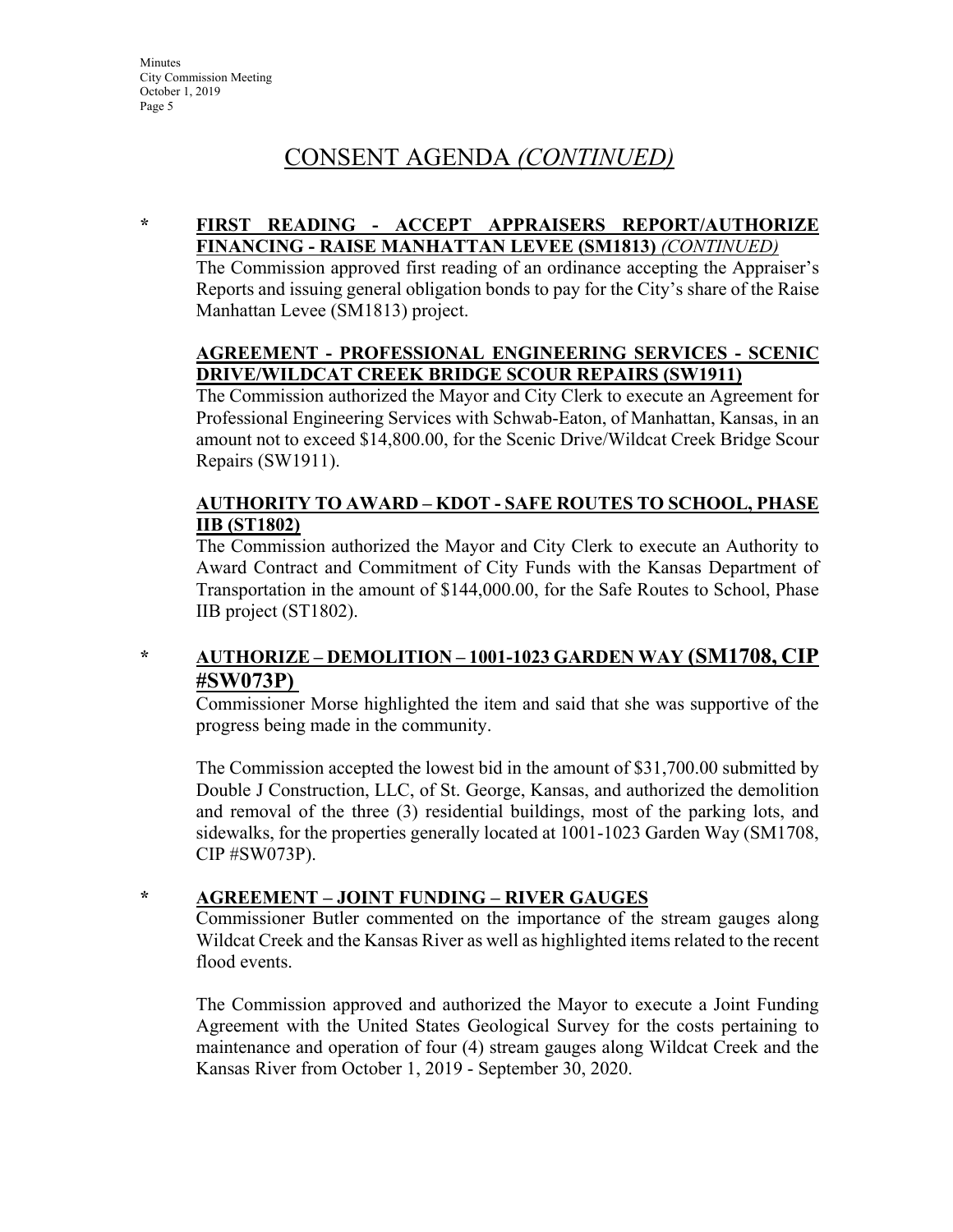# CONSENT AGENDA *(CONTINUED)*

\* **FIRST READING - ACCEPT APPRAISERS REPORT/AUTHORIZE FINANCING - RAISE MANHATTAN LEVEE (SM1813)** *(CONTINUED)*

The Commission approved first reading of an ordinance accepting the Appraiser's Reports and issuing general obligation bonds to pay for the City's share of the Raise Manhattan Levee (SM1813) project.

**AGREEMENT - PROFESSIONAL ENGINEERING SERVICES - SCENIC DRIVE/WILDCAT CREEK BRIDGE SCOUR REPAIRS (SW1911)**

The Commission authorized the Mayor and City Clerk to execute an Agreement for Professional Engineering Services with Schwab-Eaton, of Manhattan, Kansas, in an amount not to exceed $14,800.00, for the Scenic Drive/Wildcat Creek Bridge Scour Repairs (SW1911).

**AUTHORITY TO AWARD – KDOT - SAFE ROUTES TO SCHOOL, PHASE IIB (ST1802)**

The Commission authorized the Mayor and City Clerk to execute an Authority to Award Contract and Commitment of City Funds with the Kansas Department of Transportation in the amount of $144,000.00, for the Safe Routes to School, Phase IIB project (ST1802).

\* **AUTHORIZE – DEMOLITION – 1001-1023 GARDEN WAY (SM1708, CIP #SW073P)**

Commissioner Morse highlighted the item and said that she was supportive of the progress being made in the community.

The Commission accepted the lowest bid in the amount of $31,700.00 submitted by Double J Construction, LLC, of St. George, Kansas, and authorized the demolition and removal of the three (3) residential buildings, most of the parking lots, and sidewalks, for the properties generally located at 1001-1023 Garden Way (SM1708, CIP #SW073P).

\* **AGREEMENT – JOINT FUNDING – RIVER GAUGES**

Commissioner Butler commented on the importance of the stream gauges along Wildcat Creek and the Kansas River as well as highlighted items related to the recent flood events.

The Commission approved and authorized the Mayor to execute a Joint Funding Agreement with the United States Geological Survey for the costs pertaining to maintenance and operation of four (4) stream gauges along Wildcat Creek and the Kansas River from October 1, 2019 - September 30, 2020.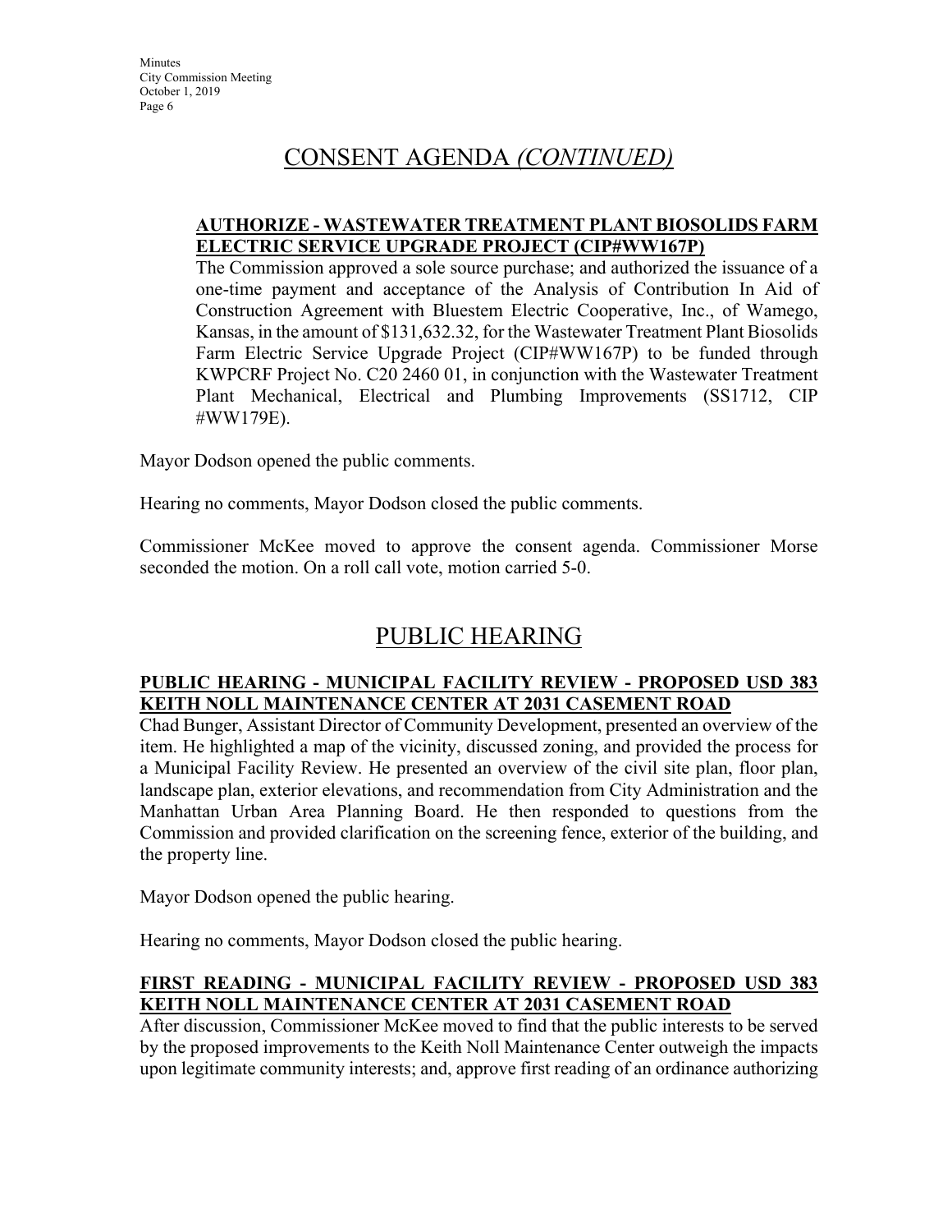## CONSENT AGENDA *(CONTINUED)*

**AUTHORIZE - WASTEWATER TREATMENT PLANT BIOSOLIDS FARM ELECTRIC SERVICE UPGRADE PROJECT (CIP#WW167P)**

The Commission approved a sole source purchase; and authorized the issuance of a one-time payment and acceptance of the Analysis of Contribution In Aid of Construction Agreement with Bluestem Electric Cooperative, Inc., of Wamego, Kansas, in the amount of $131,632.32, for the Wastewater Treatment Plant Biosolids Farm Electric Service Upgrade Project (CIP#WW167P) to be funded through KWPCRF Project No. C20 2460 01, in conjunction with the Wastewater Treatment Plant Mechanical, Electrical and Plumbing Improvements (SS1712, CIP #WW179E).

Mayor Dodson opened the public comments.

Hearing no comments, Mayor Dodson closed the public comments.

Commissioner McKee moved to approve the consent agenda. Commissioner Morse seconded the motion. On a roll call vote, motion carried 5-0.

## PUBLIC HEARING

**PUBLIC HEARING - MUNICIPAL FACILITY REVIEW - PROPOSED USD 383 KEITH NOLL MAINTENANCE CENTER AT 2031 CASEMENT ROAD**

Chad Bunger, Assistant Director of Community Development, presented an overview of the item. He highlighted a map of the vicinity, discussed zoning, and provided the process for a Municipal Facility Review. He presented an overview of the civil site plan, floor plan, landscape plan, exterior elevations, and recommendation from City Administration and the Manhattan Urban Area Planning Board. He then responded to questions from the Commission and provided clarification on the screening fence, exterior of the building, and the property line.

Mayor Dodson opened the public hearing.

Hearing no comments, Mayor Dodson closed the public hearing.

**FIRST READING - MUNICIPAL FACILITY REVIEW - PROPOSED USD 383 KEITH NOLL MAINTENANCE CENTER AT 2031 CASEMENT ROAD**

After discussion, Commissioner McKee moved to find that the public interests to be served by the proposed improvements to the Keith Noll Maintenance Center outweigh the impacts upon legitimate community interests; and, approve first reading of an ordinance authorizing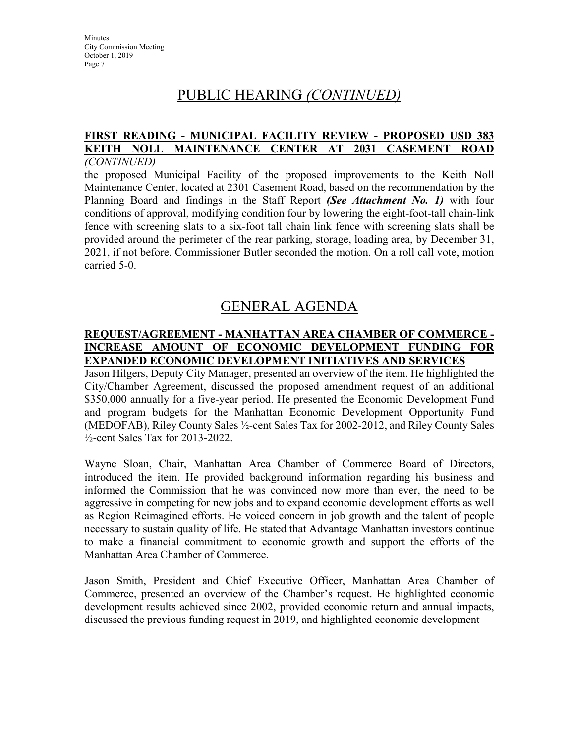# PUBLIC HEARING *(CONTINUED)*

**FIRST READING - MUNICIPAL FACILITY REVIEW - PROPOSED USD 383 KEITH NOLL MAINTENANCE CENTER AT 2031 CASEMENT ROAD** *(CONTINUED)*

the proposed Municipal Facility of the proposed improvements to the Keith Noll Maintenance Center, located at 2301 Casement Road, based on the recommendation by the Planning Board and findings in the Staff Report ***(See Attachment No. 1)*** with four conditions of approval, modifying condition four by lowering the eight-foot-tall chain-link fence with screening slats to a six-foot tall chain link fence with screening slats shall be provided around the perimeter of the rear parking, storage, loading area, by December 31, 2021, if not before. Commissioner Butler seconded the motion. On a roll call vote, motion carried 5-0.

# GENERAL AGENDA

**REQUEST/AGREEMENT - MANHATTAN AREA CHAMBER OF COMMERCE - INCREASE AMOUNT OF ECONOMIC DEVELOPMENT FUNDING FOR EXPANDED ECONOMIC DEVELOPMENT INITIATIVES AND SERVICES**

Jason Hilgers, Deputy City Manager, presented an overview of the item. He highlighted the City/Chamber Agreement, discussed the proposed amendment request of an additional $350,000 annually for a five-year period. He presented the Economic Development Fund and program budgets for the Manhattan Economic Development Opportunity Fund (MEDOFAB), Riley County Sales ½-cent Sales Tax for 2002-2012, and Riley County Sales ½-cent Sales Tax for 2013-2022.

Wayne Sloan, Chair, Manhattan Area Chamber of Commerce Board of Directors, introduced the item. He provided background information regarding his business and informed the Commission that he was convinced now more than ever, the need to be aggressive in competing for new jobs and to expand economic development efforts as well as Region Reimagined efforts. He voiced concern in job growth and the talent of people necessary to sustain quality of life. He stated that Advantage Manhattan investors continue to make a financial commitment to economic growth and support the efforts of the Manhattan Area Chamber of Commerce.

Jason Smith, President and Chief Executive Officer, Manhattan Area Chamber of Commerce, presented an overview of the Chamber's request. He highlighted economic development results achieved since 2002, provided economic return and annual impacts, discussed the previous funding request in 2019, and highlighted economic development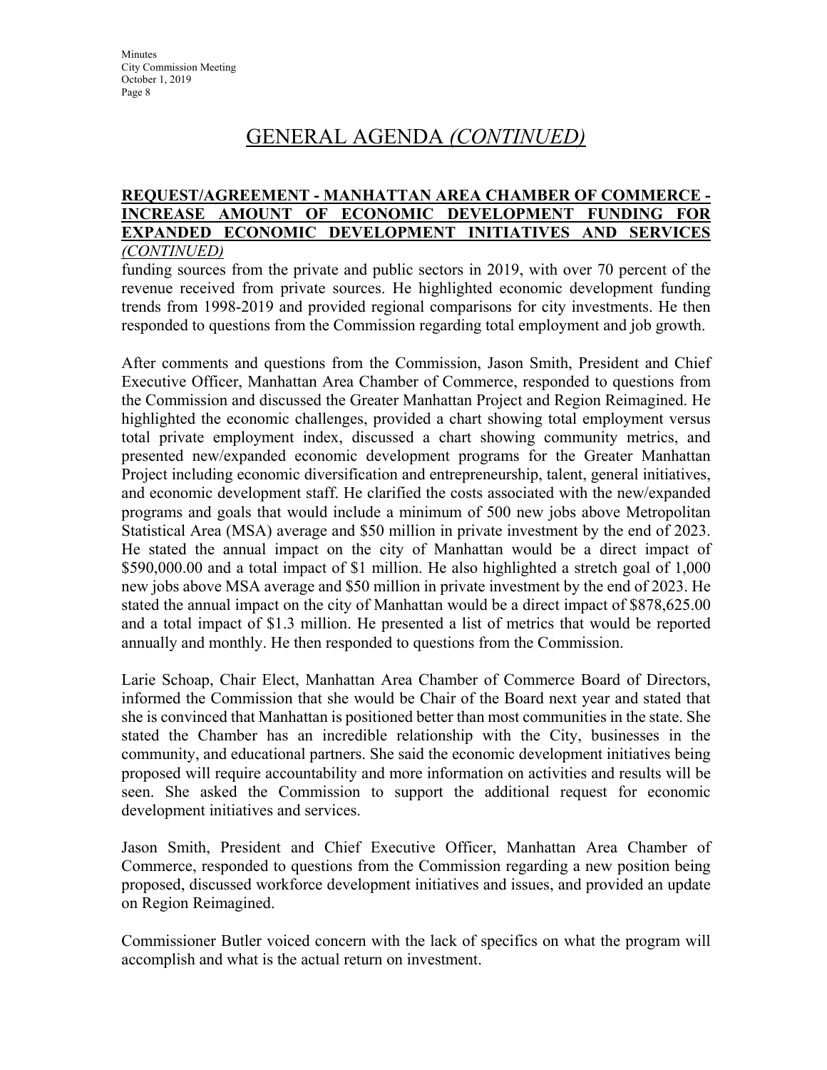# GENERAL AGENDA *(CONTINUED)*

**REQUEST/AGREEMENT - MANHATTAN AREA CHAMBER OF COMMERCE - INCREASE AMOUNT OF ECONOMIC DEVELOPMENT FUNDING FOR EXPANDED ECONOMIC DEVELOPMENT INITIATIVES AND SERVICES** *(CONTINUED)*

funding sources from the private and public sectors in 2019, with over 70 percent of the revenue received from private sources. He highlighted economic development funding trends from 1998-2019 and provided regional comparisons for city investments. He then responded to questions from the Commission regarding total employment and job growth.

After comments and questions from the Commission, Jason Smith, President and Chief Executive Officer, Manhattan Area Chamber of Commerce, responded to questions from the Commission and discussed the Greater Manhattan Project and Region Reimagined. He highlighted the economic challenges, provided a chart showing total employment versus total private employment index, discussed a chart showing community metrics, and presented new/expanded economic development programs for the Greater Manhattan Project including economic diversification and entrepreneurship, talent, general initiatives, and economic development staff. He clarified the costs associated with the new/expanded programs and goals that would include a minimum of 500 new jobs above Metropolitan Statistical Area (MSA) average and $50 million in private investment by the end of 2023. He stated the annual impact on the city of Manhattan would be a direct impact of $590,000.00 and a total impact of $1 million. He also highlighted a stretch goal of 1,000 new jobs above MSA average and $50 million in private investment by the end of 2023. He stated the annual impact on the city of Manhattan would be a direct impact of $878,625.00 and a total impact of $1.3 million. He presented a list of metrics that would be reported annually and monthly. He then responded to questions from the Commission.

Larie Schoap, Chair Elect, Manhattan Area Chamber of Commerce Board of Directors, informed the Commission that she would be Chair of the Board next year and stated that she is convinced that Manhattan is positioned better than most communities in the state. She stated the Chamber has an incredible relationship with the City, businesses in the community, and educational partners. She said the economic development initiatives being proposed will require accountability and more information on activities and results will be seen. She asked the Commission to support the additional request for economic development initiatives and services.

Jason Smith, President and Chief Executive Officer, Manhattan Area Chamber of Commerce, responded to questions from the Commission regarding a new position being proposed, discussed workforce development initiatives and issues, and provided an update on Region Reimagined.

Commissioner Butler voiced concern with the lack of specifics on what the program will accomplish and what is the actual return on investment.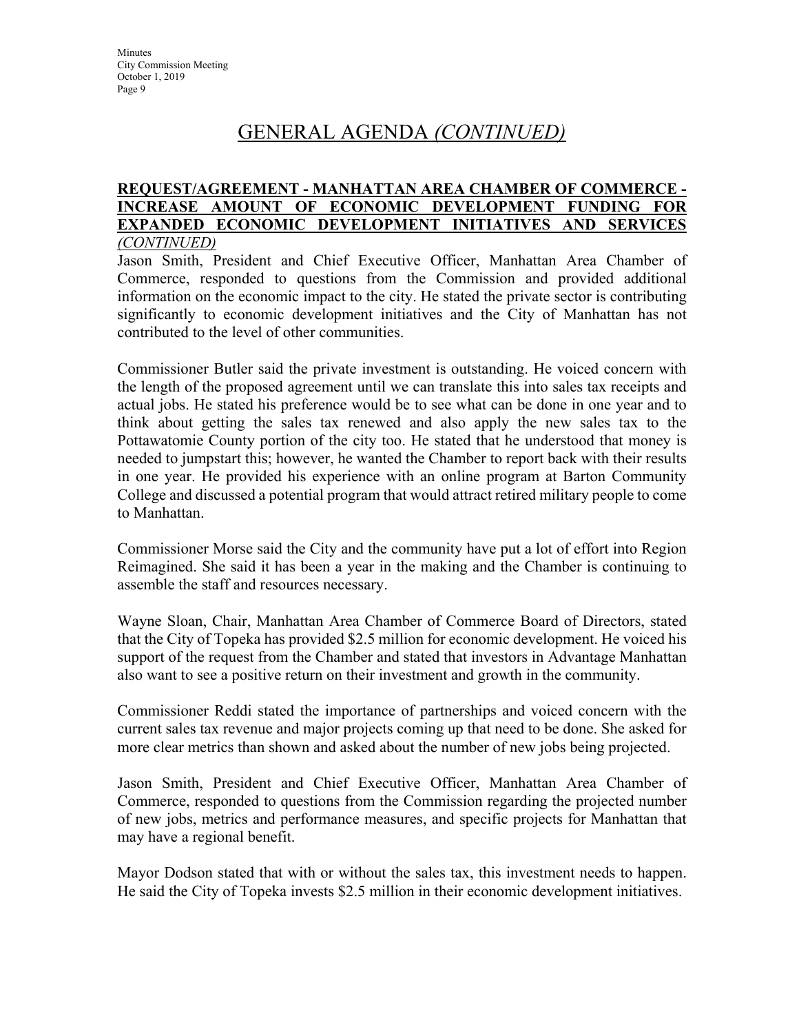# GENERAL AGENDA *(CONTINUED)*

**REQUEST/AGREEMENT - MANHATTAN AREA CHAMBER OF COMMERCE - INCREASE AMOUNT OF ECONOMIC DEVELOPMENT FUNDING FOR EXPANDED ECONOMIC DEVELOPMENT INITIATIVES AND SERVICES** *(CONTINUED)*

Jason Smith, President and Chief Executive Officer, Manhattan Area Chamber of Commerce, responded to questions from the Commission and provided additional information on the economic impact to the city. He stated the private sector is contributing significantly to economic development initiatives and the City of Manhattan has not contributed to the level of other communities.

Commissioner Butler said the private investment is outstanding. He voiced concern with the length of the proposed agreement until we can translate this into sales tax receipts and actual jobs. He stated his preference would be to see what can be done in one year and to think about getting the sales tax renewed and also apply the new sales tax to the Pottawatomie County portion of the city too. He stated that he understood that money is needed to jumpstart this; however, he wanted the Chamber to report back with their results in one year. He provided his experience with an online program at Barton Community College and discussed a potential program that would attract retired military people to come to Manhattan.

Commissioner Morse said the City and the community have put a lot of effort into Region Reimagined. She said it has been a year in the making and the Chamber is continuing to assemble the staff and resources necessary.

Wayne Sloan, Chair, Manhattan Area Chamber of Commerce Board of Directors, stated that the City of Topeka has provided $2.5 million for economic development. He voiced his support of the request from the Chamber and stated that investors in Advantage Manhattan also want to see a positive return on their investment and growth in the community.

Commissioner Reddi stated the importance of partnerships and voiced concern with the current sales tax revenue and major projects coming up that need to be done. She asked for more clear metrics than shown and asked about the number of new jobs being projected.

Jason Smith, President and Chief Executive Officer, Manhattan Area Chamber of Commerce, responded to questions from the Commission regarding the projected number of new jobs, metrics and performance measures, and specific projects for Manhattan that may have a regional benefit.

Mayor Dodson stated that with or without the sales tax, this investment needs to happen. He said the City of Topeka invests $2.5 million in their economic development initiatives.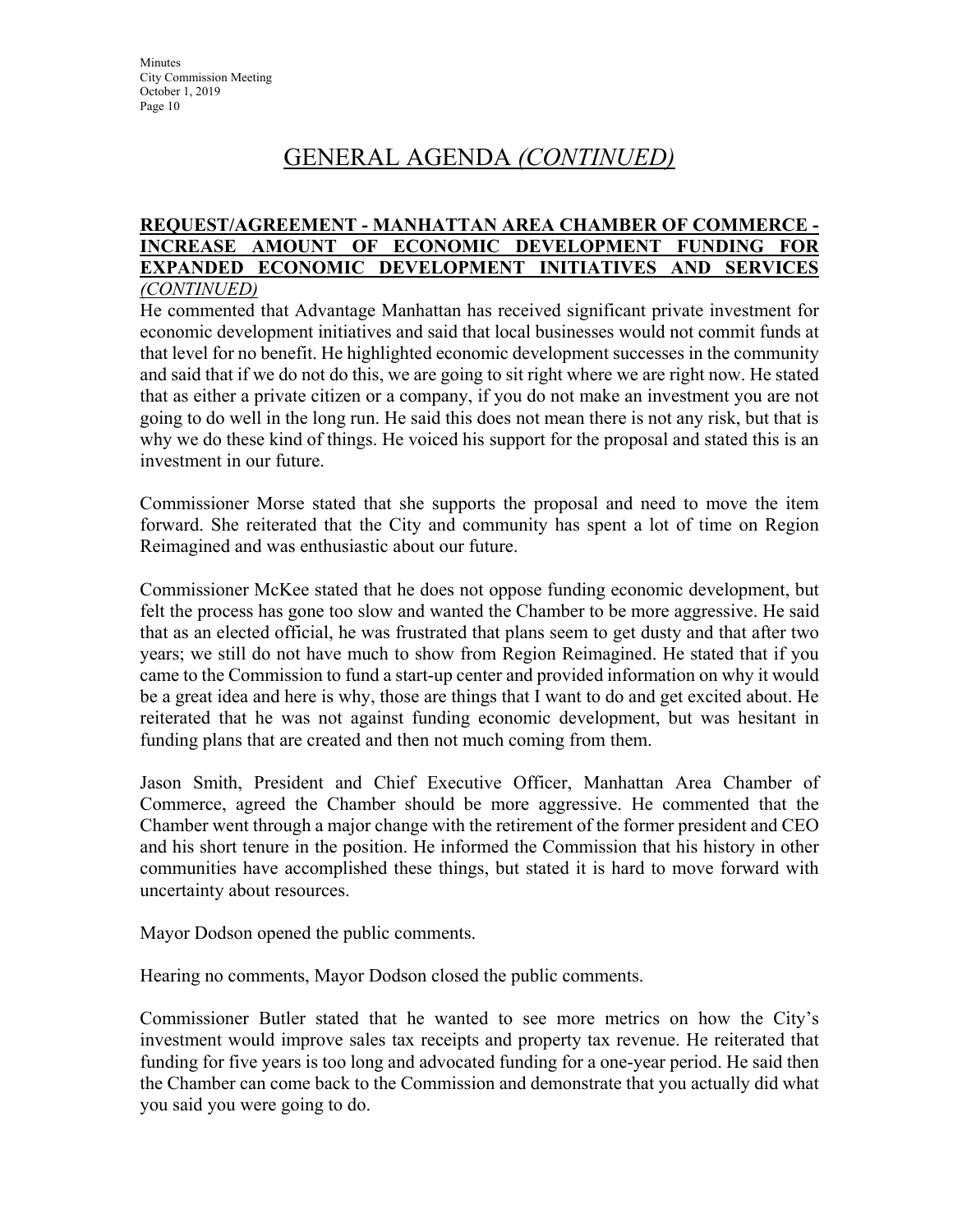# GENERAL AGENDA *(CONTINUED)*

**REQUEST/AGREEMENT - MANHATTAN AREA CHAMBER OF COMMERCE - INCREASE AMOUNT OF ECONOMIC DEVELOPMENT FUNDING FOR EXPANDED ECONOMIC DEVELOPMENT INITIATIVES AND SERVICES** *(CONTINUED)*

He commented that Advantage Manhattan has received significant private investment for economic development initiatives and said that local businesses would not commit funds at that level for no benefit. He highlighted economic development successes in the community and said that if we do not do this, we are going to sit right where we are right now. He stated that as either a private citizen or a company, if you do not make an investment you are not going to do well in the long run. He said this does not mean there is not any risk, but that is why we do these kind of things. He voiced his support for the proposal and stated this is an investment in our future.

Commissioner Morse stated that she supports the proposal and need to move the item forward. She reiterated that the City and community has spent a lot of time on Region Reimagined and was enthusiastic about our future.

Commissioner McKee stated that he does not oppose funding economic development, but felt the process has gone too slow and wanted the Chamber to be more aggressive. He said that as an elected official, he was frustrated that plans seem to get dusty and that after two years; we still do not have much to show from Region Reimagined. He stated that if you came to the Commission to fund a start-up center and provided information on why it would be a great idea and here is why, those are things that I want to do and get excited about. He reiterated that he was not against funding economic development, but was hesitant in funding plans that are created and then not much coming from them.

Jason Smith, President and Chief Executive Officer, Manhattan Area Chamber of Commerce, agreed the Chamber should be more aggressive. He commented that the Chamber went through a major change with the retirement of the former president and CEO and his short tenure in the position. He informed the Commission that his history in other communities have accomplished these things, but stated it is hard to move forward with uncertainty about resources.

Mayor Dodson opened the public comments.

Hearing no comments, Mayor Dodson closed the public comments.

Commissioner Butler stated that he wanted to see more metrics on how the City's investment would improve sales tax receipts and property tax revenue. He reiterated that funding for five years is too long and advocated funding for a one-year period. He said then the Chamber can come back to the Commission and demonstrate that you actually did what you said you were going to do.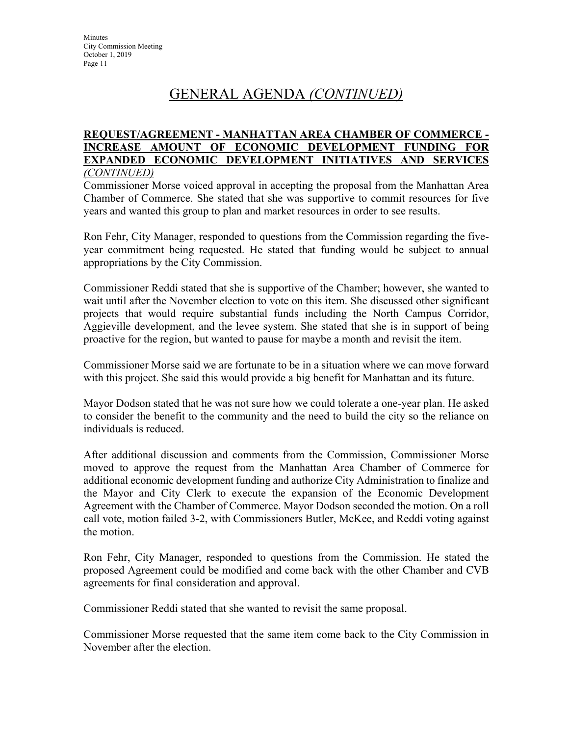# GENERAL AGENDA *(CONTINUED)*

**REQUEST/AGREEMENT - MANHATTAN AREA CHAMBER OF COMMERCE - INCREASE AMOUNT OF ECONOMIC DEVELOPMENT FUNDING FOR EXPANDED ECONOMIC DEVELOPMENT INITIATIVES AND SERVICES** *(CONTINUED)*

Commissioner Morse voiced approval in accepting the proposal from the Manhattan Area Chamber of Commerce. She stated that she was supportive to commit resources for five years and wanted this group to plan and market resources in order to see results.

Ron Fehr, City Manager, responded to questions from the Commission regarding the five-year commitment being requested. He stated that funding would be subject to annual appropriations by the City Commission.

Commissioner Reddi stated that she is supportive of the Chamber; however, she wanted to wait until after the November election to vote on this item. She discussed other significant projects that would require substantial funds including the North Campus Corridor, Aggieville development, and the levee system. She stated that she is in support of being proactive for the region, but wanted to pause for maybe a month and revisit the item.

Commissioner Morse said we are fortunate to be in a situation where we can move forward with this project. She said this would provide a big benefit for Manhattan and its future.

Mayor Dodson stated that he was not sure how we could tolerate a one-year plan. He asked to consider the benefit to the community and the need to build the city so the reliance on individuals is reduced.

After additional discussion and comments from the Commission, Commissioner Morse moved to approve the request from the Manhattan Area Chamber of Commerce for additional economic development funding and authorize City Administration to finalize and the Mayor and City Clerk to execute the expansion of the Economic Development Agreement with the Chamber of Commerce. Mayor Dodson seconded the motion. On a roll call vote, motion failed 3-2, with Commissioners Butler, McKee, and Reddi voting against the motion.

Ron Fehr, City Manager, responded to questions from the Commission. He stated the proposed Agreement could be modified and come back with the other Chamber and CVB agreements for final consideration and approval.

Commissioner Reddi stated that she wanted to revisit the same proposal.

Commissioner Morse requested that the same item come back to the City Commission in November after the election.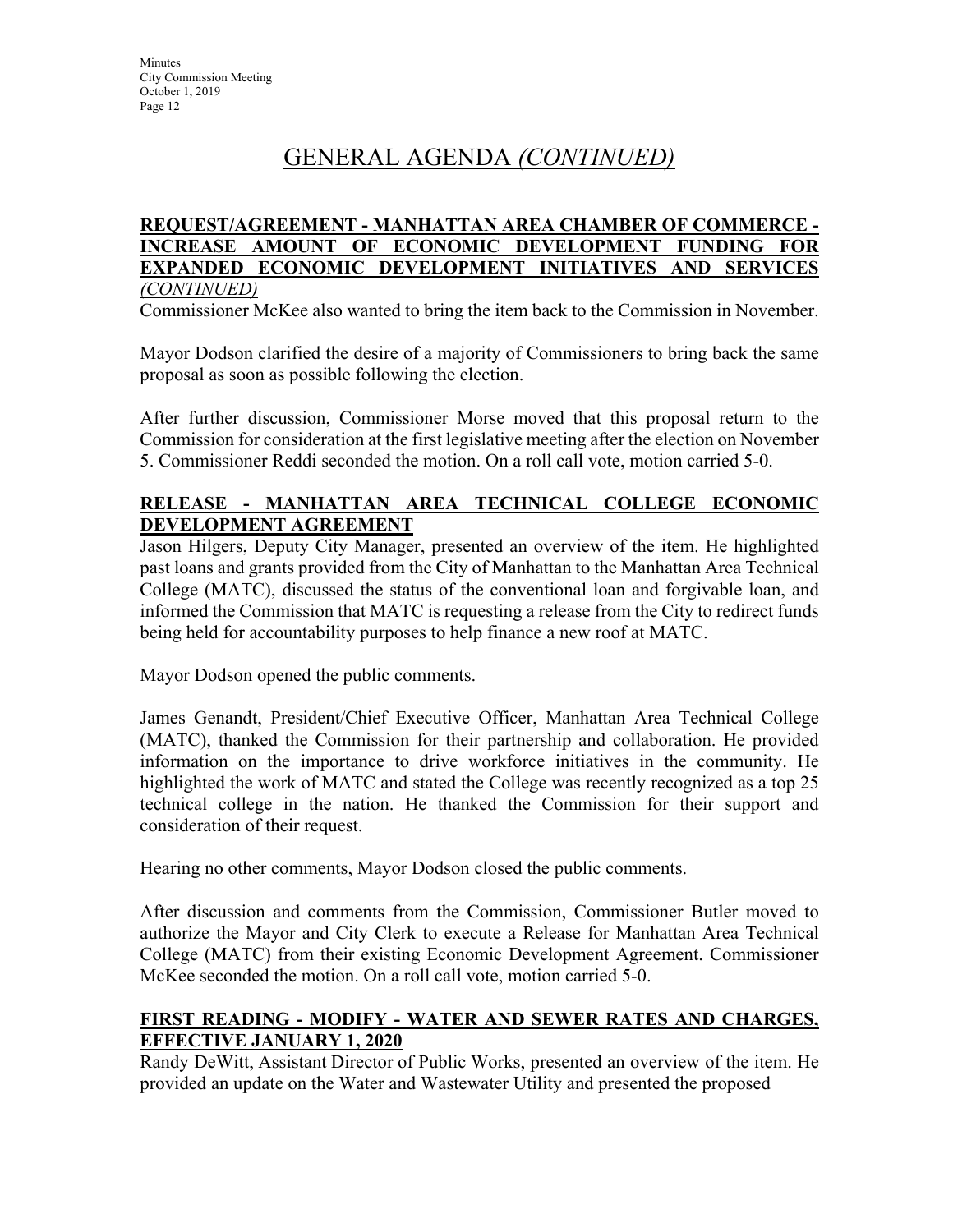# GENERAL AGENDA *(CONTINUED)*

**REQUEST/AGREEMENT - MANHATTAN AREA CHAMBER OF COMMERCE - INCREASE AMOUNT OF ECONOMIC DEVELOPMENT FUNDING FOR EXPANDED ECONOMIC DEVELOPMENT INITIATIVES AND SERVICES** *(CONTINUED)*

Commissioner McKee also wanted to bring the item back to the Commission in November.

Mayor Dodson clarified the desire of a majority of Commissioners to bring back the same proposal as soon as possible following the election.

After further discussion, Commissioner Morse moved that this proposal return to the Commission for consideration at the first legislative meeting after the election on November 5. Commissioner Reddi seconded the motion. On a roll call vote, motion carried 5-0.

**RELEASE - MANHATTAN AREA TECHNICAL COLLEGE ECONOMIC DEVELOPMENT AGREEMENT**

Jason Hilgers, Deputy City Manager, presented an overview of the item. He highlighted past loans and grants provided from the City of Manhattan to the Manhattan Area Technical College (MATC), discussed the status of the conventional loan and forgivable loan, and informed the Commission that MATC is requesting a release from the City to redirect funds being held for accountability purposes to help finance a new roof at MATC.

Mayor Dodson opened the public comments.

James Genandt, President/Chief Executive Officer, Manhattan Area Technical College (MATC), thanked the Commission for their partnership and collaboration. He provided information on the importance to drive workforce initiatives in the community. He highlighted the work of MATC and stated the College was recently recognized as a top 25 technical college in the nation. He thanked the Commission for their support and consideration of their request.

Hearing no other comments, Mayor Dodson closed the public comments.

After discussion and comments from the Commission, Commissioner Butler moved to authorize the Mayor and City Clerk to execute a Release for Manhattan Area Technical College (MATC) from their existing Economic Development Agreement. Commissioner McKee seconded the motion. On a roll call vote, motion carried 5-0.

**FIRST READING - MODIFY - WATER AND SEWER RATES AND CHARGES, EFFECTIVE JANUARY 1, 2020**

Randy DeWitt, Assistant Director of Public Works, presented an overview of the item. He provided an update on the Water and Wastewater Utility and presented the proposed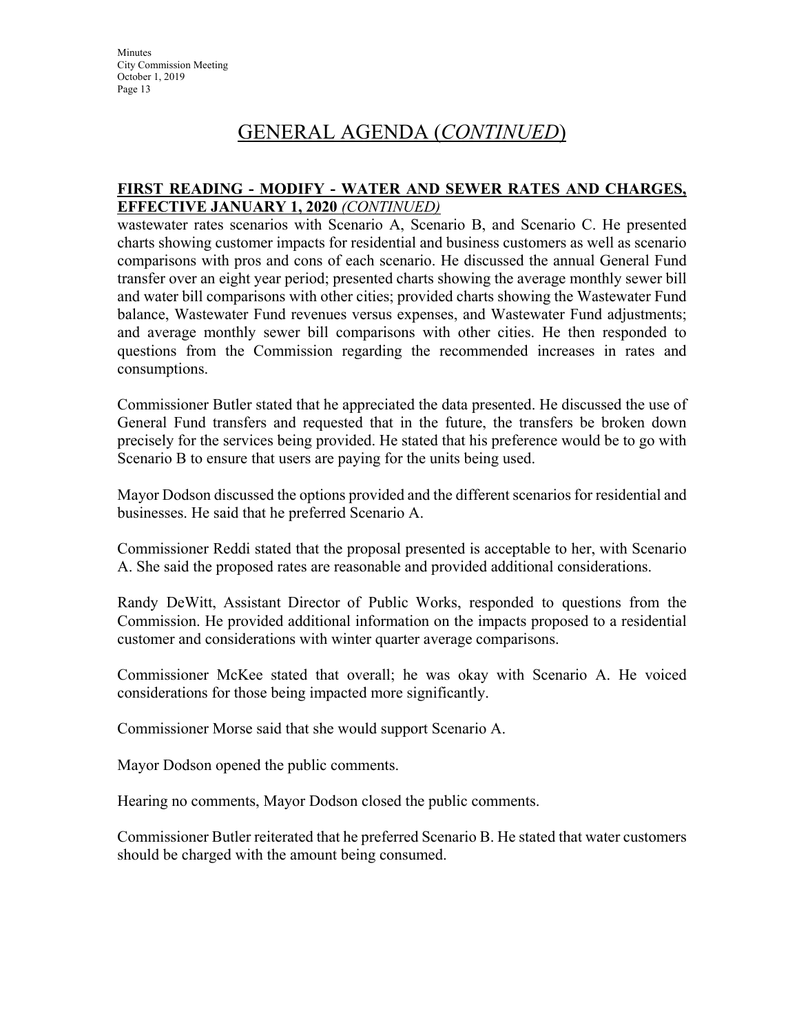# GENERAL AGENDA (*CONTINUED*)

**FIRST READING - MODIFY - WATER AND SEWER RATES AND CHARGES, EFFECTIVE JANUARY 1, 2020** *(CONTINUED)*

wastewater rates scenarios with Scenario A, Scenario B, and Scenario C. He presented charts showing customer impacts for residential and business customers as well as scenario comparisons with pros and cons of each scenario. He discussed the annual General Fund transfer over an eight year period; presented charts showing the average monthly sewer bill and water bill comparisons with other cities; provided charts showing the Wastewater Fund balance, Wastewater Fund revenues versus expenses, and Wastewater Fund adjustments; and average monthly sewer bill comparisons with other cities. He then responded to questions from the Commission regarding the recommended increases in rates and consumptions.

Commissioner Butler stated that he appreciated the data presented. He discussed the use of General Fund transfers and requested that in the future, the transfers be broken down precisely for the services being provided. He stated that his preference would be to go with Scenario B to ensure that users are paying for the units being used.

Mayor Dodson discussed the options provided and the different scenarios for residential and businesses. He said that he preferred Scenario A.

Commissioner Reddi stated that the proposal presented is acceptable to her, with Scenario A. She said the proposed rates are reasonable and provided additional considerations.

Randy DeWitt, Assistant Director of Public Works, responded to questions from the Commission. He provided additional information on the impacts proposed to a residential customer and considerations with winter quarter average comparisons.

Commissioner McKee stated that overall; he was okay with Scenario A. He voiced considerations for those being impacted more significantly.

Commissioner Morse said that she would support Scenario A.

Mayor Dodson opened the public comments.

Hearing no comments, Mayor Dodson closed the public comments.

Commissioner Butler reiterated that he preferred Scenario B. He stated that water customers should be charged with the amount being consumed.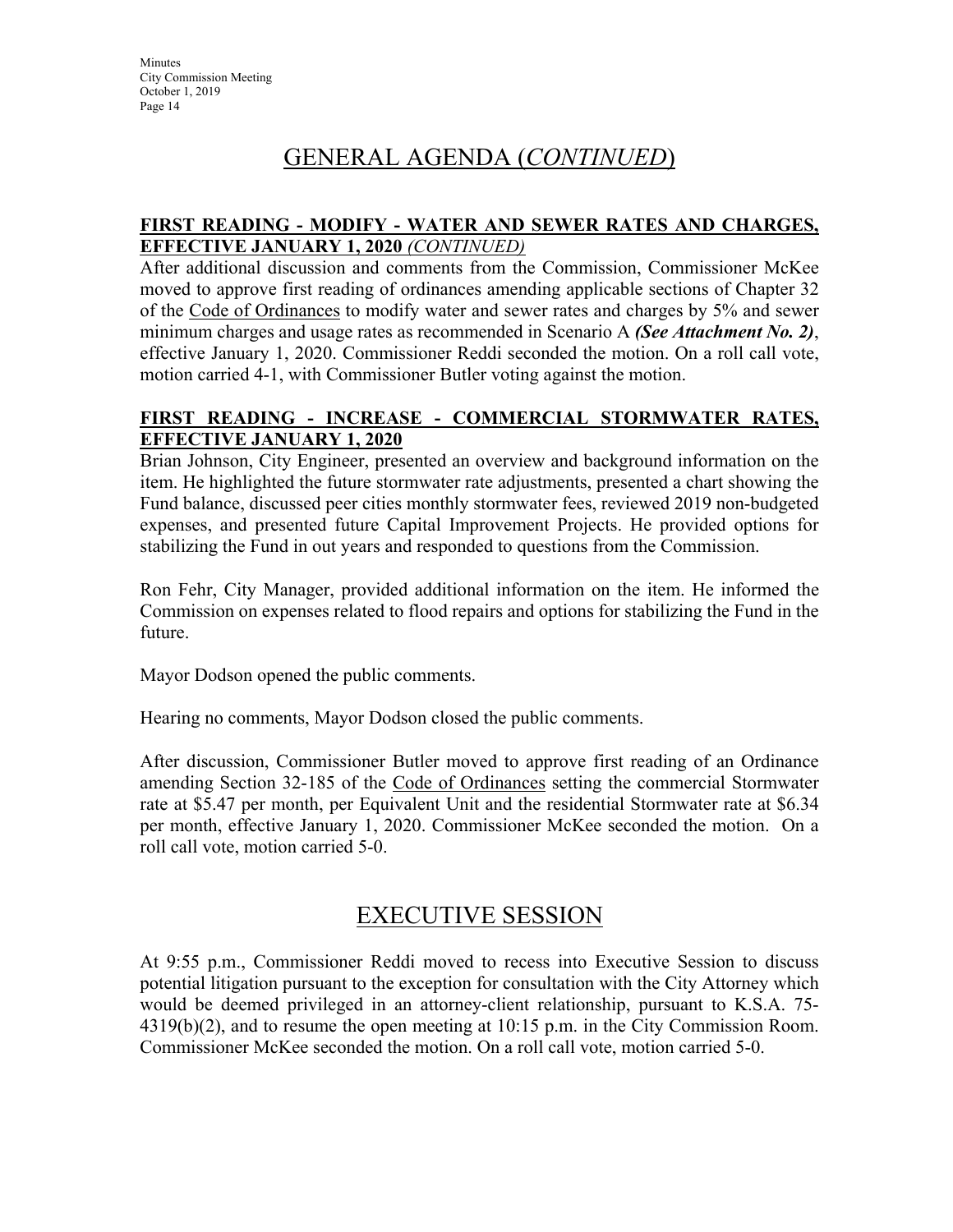# GENERAL AGENDA (*CONTINUED*)

**FIRST READING - MODIFY - WATER AND SEWER RATES AND CHARGES, EFFECTIVE JANUARY 1, 2020** *(CONTINUED)*

After additional discussion and comments from the Commission, Commissioner McKee moved to approve first reading of ordinances amending applicable sections of Chapter 32 of the Code of Ordinances to modify water and sewer rates and charges by 5% and sewer minimum charges and usage rates as recommended in Scenario A ***(See Attachment No. 2)***, effective January 1, 2020. Commissioner Reddi seconded the motion. On a roll call vote, motion carried 4-1, with Commissioner Butler voting against the motion.

**FIRST READING - INCREASE - COMMERCIAL STORMWATER RATES, EFFECTIVE JANUARY 1, 2020**

Brian Johnson, City Engineer, presented an overview and background information on the item. He highlighted the future stormwater rate adjustments, presented a chart showing the Fund balance, discussed peer cities monthly stormwater fees, reviewed 2019 non-budgeted expenses, and presented future Capital Improvement Projects. He provided options for stabilizing the Fund in out years and responded to questions from the Commission.

Ron Fehr, City Manager, provided additional information on the item. He informed the Commission on expenses related to flood repairs and options for stabilizing the Fund in the future.

Mayor Dodson opened the public comments.

Hearing no comments, Mayor Dodson closed the public comments.

After discussion, Commissioner Butler moved to approve first reading of an Ordinance amending Section 32-185 of the Code of Ordinances setting the commercial Stormwater rate at $5.47 per month, per Equivalent Unit and the residential Stormwater rate at $6.34 per month, effective January 1, 2020. Commissioner McKee seconded the motion. On a roll call vote, motion carried 5-0.

# EXECUTIVE SESSION

At 9:55 p.m., Commissioner Reddi moved to recess into Executive Session to discuss potential litigation pursuant to the exception for consultation with the City Attorney which would be deemed privileged in an attorney-client relationship, pursuant to K.S.A. 75-4319(b)(2), and to resume the open meeting at 10:15 p.m. in the City Commission Room. Commissioner McKee seconded the motion. On a roll call vote, motion carried 5-0.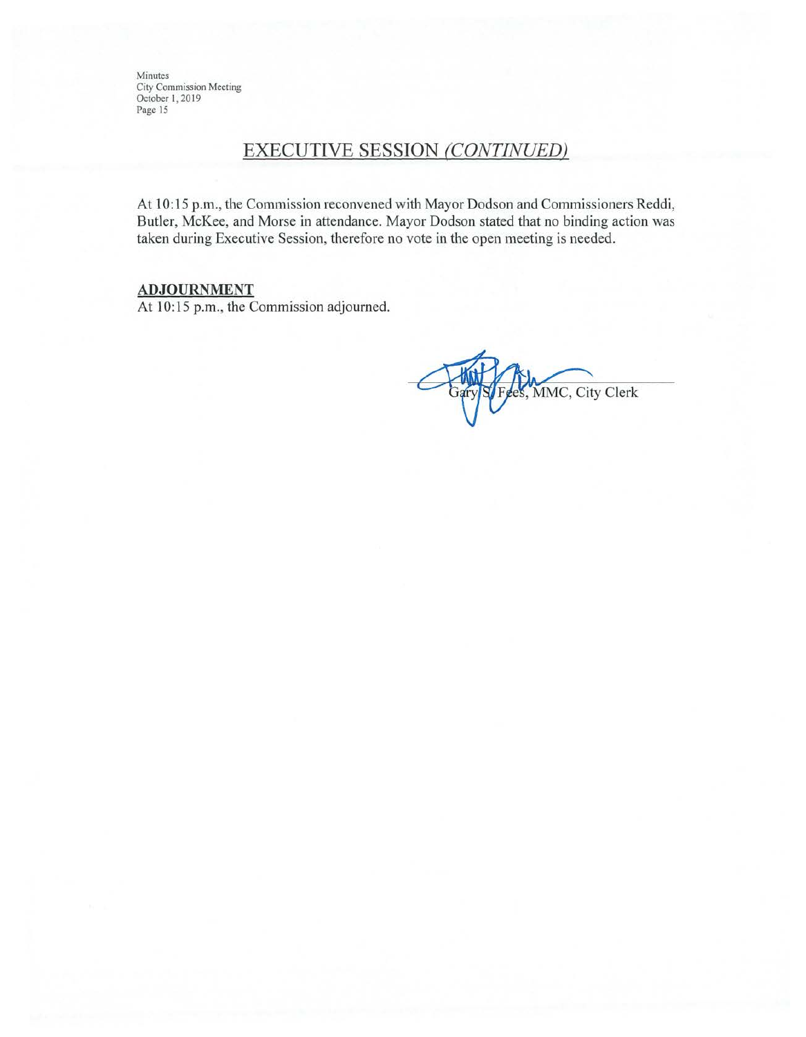## EXECUTIVE SESSION *(CONTINUED)*

At 10:15 p.m., the Commission reconvened with Mayor Dodson and Commissioners Reddi, Butler, McKee, and Morse in attendance. Mayor Dodson stated that no binding action was taken during Executive Session, therefore no vote in the open meeting is needed.

**ADJOURNMENT**

At 10:15 p.m., the Commission adjourned.

Gary S. Fees, MMC, City Clerk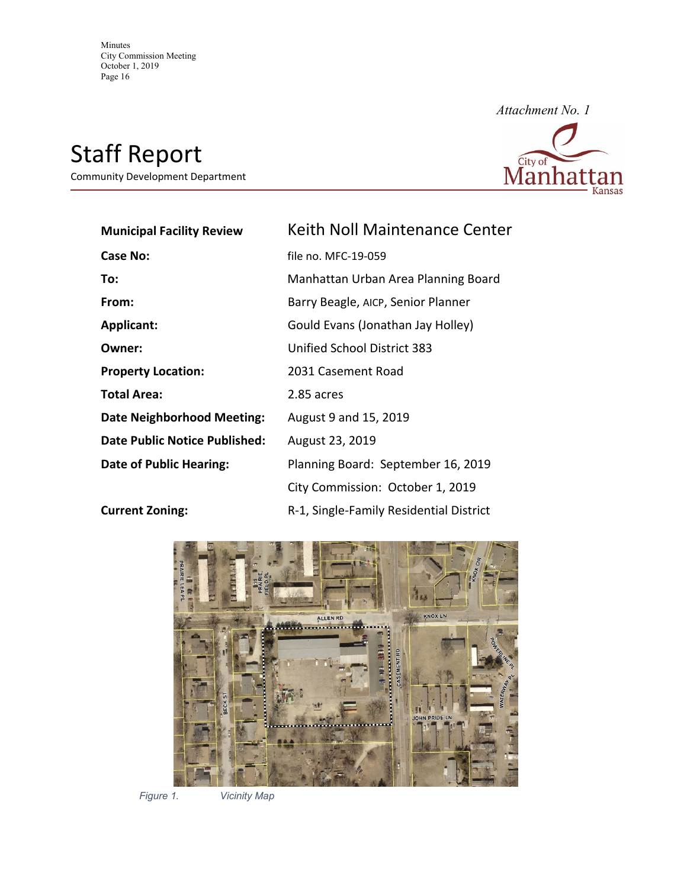Attachment No. 1

# Staff Report

Community Development Department

| | |
|---|---|
| **Municipal Facility Review** | Keith Noll Maintenance Center |
| **Case No:** | file no. MFC-19-059 |
| **To:** | Manhattan Urban Area Planning Board |
| **From:** | Barry Beagle, AICP, Senior Planner |
| **Applicant:** | Gould Evans (Jonathan Jay Holley) |
| **Owner:** | Unified School District 383 |
| **Property Location:** | 2031 Casement Road |
| **Total Area:** | 2.85 acres |
| **Date Neighborhood Meeting:** | August 9 and 15, 2019 |
| **Date Public Notice Published:** | August 23, 2019 |
| **Date of Public Hearing:** | Planning Board: September 16, 2019 |
| | City Commission: October 1, 2019 |
| **Current Zoning:** | R-1, Single-Family Residential District |

*Figure 1. Vicinity Map*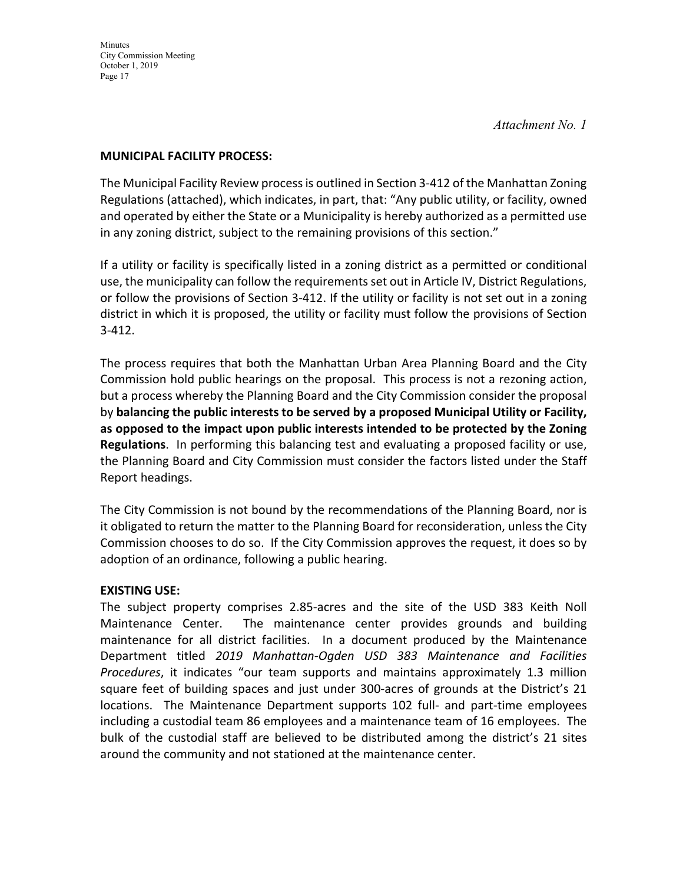*Attachment No. 1*

**MUNICIPAL FACILITY PROCESS:**

The Municipal Facility Review process is outlined in Section 3-412 of the Manhattan Zoning Regulations (attached), which indicates, in part, that: "Any public utility, or facility, owned and operated by either the State or a Municipality is hereby authorized as a permitted use in any zoning district, subject to the remaining provisions of this section."

If a utility or facility is specifically listed in a zoning district as a permitted or conditional use, the municipality can follow the requirements set out in Article IV, District Regulations, or follow the provisions of Section 3-412. If the utility or facility is not set out in a zoning district in which it is proposed, the utility or facility must follow the provisions of Section 3-412.

The process requires that both the Manhattan Urban Area Planning Board and the City Commission hold public hearings on the proposal. This process is not a rezoning action, but a process whereby the Planning Board and the City Commission consider the proposal by **balancing the public interests to be served by a proposed Municipal Utility or Facility, as opposed to the impact upon public interests intended to be protected by the Zoning Regulations**. In performing this balancing test and evaluating a proposed facility or use, the Planning Board and City Commission must consider the factors listed under the Staff Report headings.

The City Commission is not bound by the recommendations of the Planning Board, nor is it obligated to return the matter to the Planning Board for reconsideration, unless the City Commission chooses to do so. If the City Commission approves the request, it does so by adoption of an ordinance, following a public hearing.

**EXISTING USE:**

The subject property comprises 2.85-acres and the site of the USD 383 Keith Noll Maintenance Center. The maintenance center provides grounds and building maintenance for all district facilities. In a document produced by the Maintenance Department titled *2019 Manhattan-Ogden USD 383 Maintenance and Facilities Procedures*, it indicates "our team supports and maintains approximately 1.3 million square feet of building spaces and just under 300-acres of grounds at the District's 21 locations. The Maintenance Department supports 102 full- and part-time employees including a custodial team 86 employees and a maintenance team of 16 employees. The bulk of the custodial staff are believed to be distributed among the district's 21 sites around the community and not stationed at the maintenance center.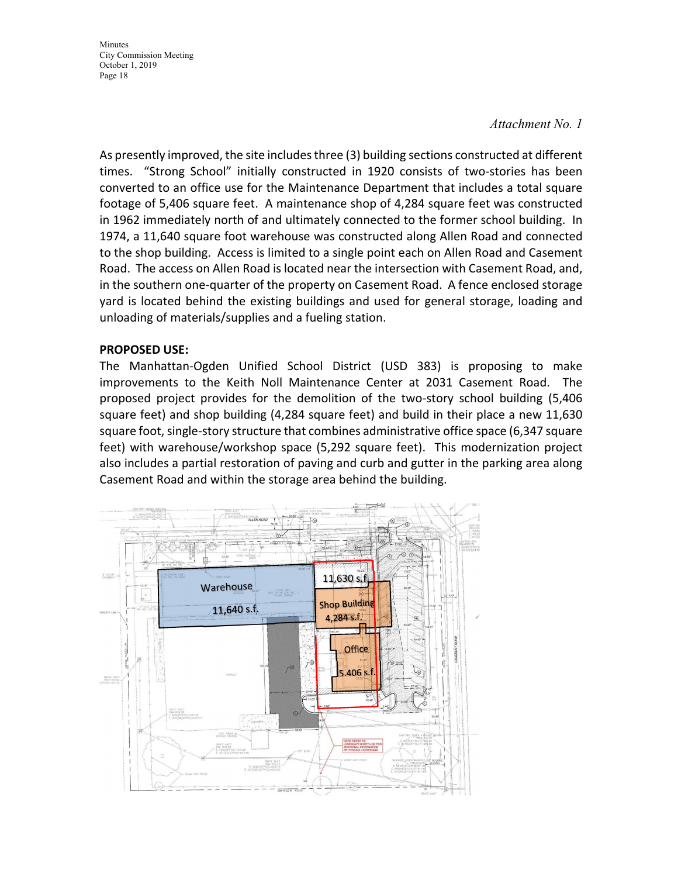*Attachment No. 1*

As presently improved, the site includes three (3) building sections constructed at different times. "Strong School" initially constructed in 1920 consists of two-stories has been converted to an office use for the Maintenance Department that includes a total square footage of 5,406 square feet. A maintenance shop of 4,284 square feet was constructed in 1962 immediately north of and ultimately connected to the former school building. In 1974, a 11,640 square foot warehouse was constructed along Allen Road and connected to the shop building. Access is limited to a single point each on Allen Road and Casement Road. The access on Allen Road is located near the intersection with Casement Road, and, in the southern one-quarter of the property on Casement Road. A fence enclosed storage yard is located behind the existing buildings and used for general storage, loading and unloading of materials/supplies and a fueling station.

**PROPOSED USE:**

The Manhattan-Ogden Unified School District (USD 383) is proposing to make improvements to the Keith Noll Maintenance Center at 2031 Casement Road. The proposed project provides for the demolition of the two-story school building (5,406 square feet) and shop building (4,284 square feet) and build in their place a new 11,630 square foot, single-story structure that combines administrative office space (6,347 square feet) with warehouse/workshop space (5,292 square feet). This modernization project also includes a partial restoration of paving and curb and gutter in the parking area along Casement Road and within the storage area behind the building.

Warehouse
11,640 s.f.
11,630 s.f.
Shop Building
4,284 s.f.
Office
5,406 s.f.
ALLEN ROAD
CASEMENT ROAD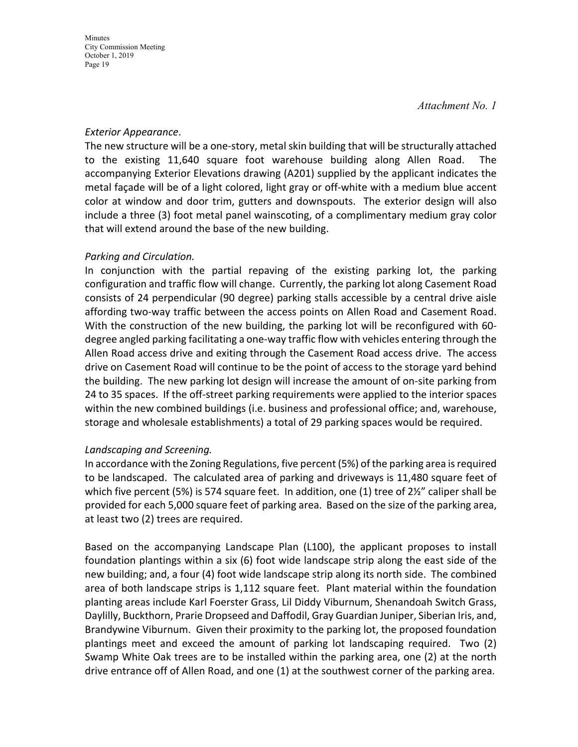*Attachment No. 1*

*Exterior Appearance*.

The new structure will be a one-story, metal skin building that will be structurally attached to the existing 11,640 square foot warehouse building along Allen Road. The accompanying Exterior Elevations drawing (A201) supplied by the applicant indicates the metal façade will be of a light colored, light gray or off-white with a medium blue accent color at window and door trim, gutters and downspouts. The exterior design will also include a three (3) foot metal panel wainscoting, of a complimentary medium gray color that will extend around the base of the new building.

*Parking and Circulation.*

In conjunction with the partial repaving of the existing parking lot, the parking configuration and traffic flow will change. Currently, the parking lot along Casement Road consists of 24 perpendicular (90 degree) parking stalls accessible by a central drive aisle affording two-way traffic between the access points on Allen Road and Casement Road. With the construction of the new building, the parking lot will be reconfigured with 60-degree angled parking facilitating a one-way traffic flow with vehicles entering through the Allen Road access drive and exiting through the Casement Road access drive. The access drive on Casement Road will continue to be the point of access to the storage yard behind the building. The new parking lot design will increase the amount of on-site parking from 24 to 35 spaces. If the off-street parking requirements were applied to the interior spaces within the new combined buildings (i.e. business and professional office; and, warehouse, storage and wholesale establishments) a total of 29 parking spaces would be required.

*Landscaping and Screening.*

In accordance with the Zoning Regulations, five percent (5%) of the parking area is required to be landscaped. The calculated area of parking and driveways is 11,480 square feet of which five percent (5%) is 574 square feet. In addition, one (1) tree of 2½" caliper shall be provided for each 5,000 square feet of parking area. Based on the size of the parking area, at least two (2) trees are required.

Based on the accompanying Landscape Plan (L100), the applicant proposes to install foundation plantings within a six (6) foot wide landscape strip along the east side of the new building; and, a four (4) foot wide landscape strip along its north side. The combined area of both landscape strips is 1,112 square feet. Plant material within the foundation planting areas include Karl Foerster Grass, Lil Diddy Viburnum, Shenandoah Switch Grass, Daylilly, Buckthorn, Prarie Dropseed and Daffodil, Gray Guardian Juniper, Siberian Iris, and, Brandywine Viburnum. Given their proximity to the parking lot, the proposed foundation plantings meet and exceed the amount of parking lot landscaping required. Two (2) Swamp White Oak trees are to be installed within the parking area, one (2) at the north drive entrance off of Allen Road, and one (1) at the southwest corner of the parking area.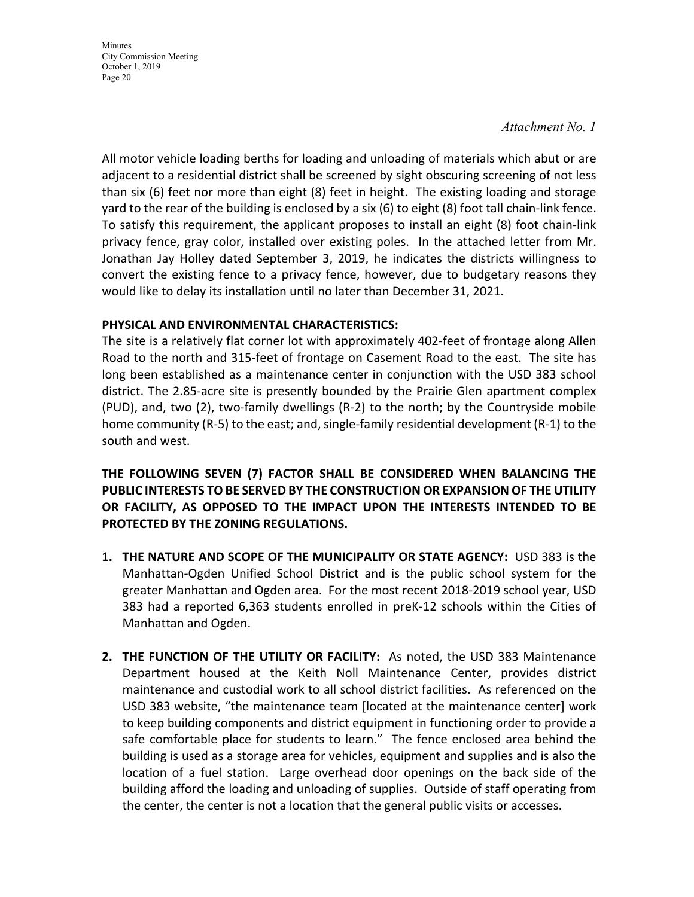*Attachment No. 1*

All motor vehicle loading berths for loading and unloading of materials which abut or are adjacent to a residential district shall be screened by sight obscuring screening of not less than six (6) feet nor more than eight (8) feet in height. The existing loading and storage yard to the rear of the building is enclosed by a six (6) to eight (8) foot tall chain-link fence. To satisfy this requirement, the applicant proposes to install an eight (8) foot chain-link privacy fence, gray color, installed over existing poles. In the attached letter from Mr. Jonathan Jay Holley dated September 3, 2019, he indicates the districts willingness to convert the existing fence to a privacy fence, however, due to budgetary reasons they would like to delay its installation until no later than December 31, 2021.

**PHYSICAL AND ENVIRONMENTAL CHARACTERISTICS:**
The site is a relatively flat corner lot with approximately 402-feet of frontage along Allen Road to the north and 315-feet of frontage on Casement Road to the east. The site has long been established as a maintenance center in conjunction with the USD 383 school district. The 2.85-acre site is presently bounded by the Prairie Glen apartment complex (PUD), and, two (2), two-family dwellings (R-2) to the north; by the Countryside mobile home community (R-5) to the east; and, single-family residential development (R-1) to the south and west.

**THE FOLLOWING SEVEN (7) FACTOR SHALL BE CONSIDERED WHEN BALANCING THE PUBLIC INTERESTS TO BE SERVED BY THE CONSTRUCTION OR EXPANSION OF THE UTILITY OR FACILITY, AS OPPOSED TO THE IMPACT UPON THE INTERESTS INTENDED TO BE PROTECTED BY THE ZONING REGULATIONS.**

1. **THE NATURE AND SCOPE OF THE MUNICIPALITY OR STATE AGENCY:** USD 383 is the Manhattan-Ogden Unified School District and is the public school system for the greater Manhattan and Ogden area. For the most recent 2018-2019 school year, USD 383 had a reported 6,363 students enrolled in preK-12 schools within the Cities of Manhattan and Ogden.

2. **THE FUNCTION OF THE UTILITY OR FACILITY:** As noted, the USD 383 Maintenance Department housed at the Keith Noll Maintenance Center, provides district maintenance and custodial work to all school district facilities. As referenced on the USD 383 website, "the maintenance team [located at the maintenance center] work to keep building components and district equipment in functioning order to provide a safe comfortable place for students to learn." The fence enclosed area behind the building is used as a storage area for vehicles, equipment and supplies and is also the location of a fuel station. Large overhead door openings on the back side of the building afford the loading and unloading of supplies. Outside of staff operating from the center, the center is not a location that the general public visits or accesses.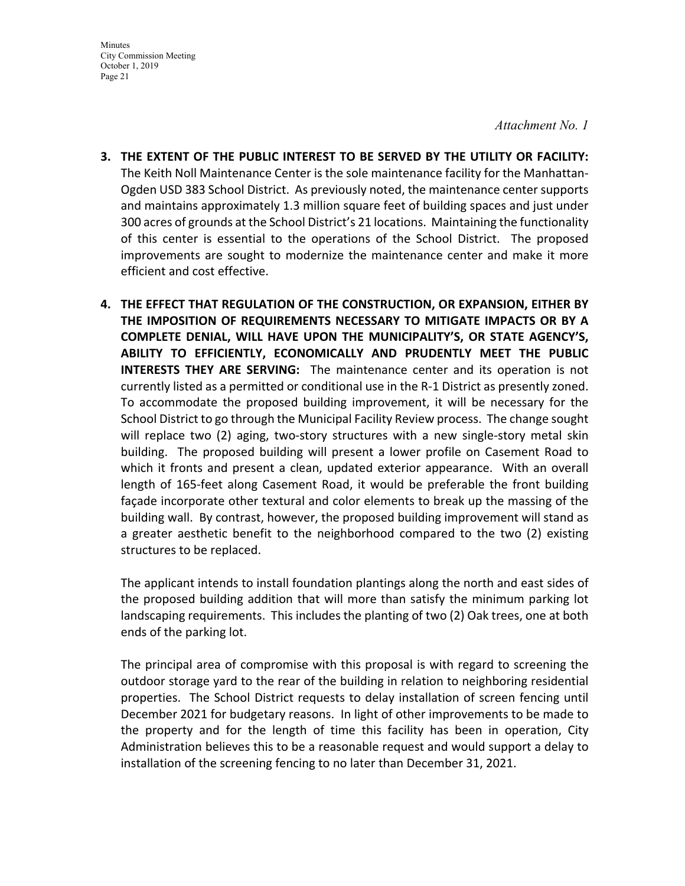*Attachment No. 1*

3. **THE EXTENT OF THE PUBLIC INTEREST TO BE SERVED BY THE UTILITY OR FACILITY:** The Keith Noll Maintenance Center is the sole maintenance facility for the Manhattan-Ogden USD 383 School District. As previously noted, the maintenance center supports and maintains approximately 1.3 million square feet of building spaces and just under 300 acres of grounds at the School District's 21 locations. Maintaining the functionality of this center is essential to the operations of the School District. The proposed improvements are sought to modernize the maintenance center and make it more efficient and cost effective.

4. **THE EFFECT THAT REGULATION OF THE CONSTRUCTION, OR EXPANSION, EITHER BY THE IMPOSITION OF REQUIREMENTS NECESSARY TO MITIGATE IMPACTS OR BY A COMPLETE DENIAL, WILL HAVE UPON THE MUNICIPALITY'S, OR STATE AGENCY'S, ABILITY TO EFFICIENTLY, ECONOMICALLY AND PRUDENTLY MEET THE PUBLIC INTERESTS THEY ARE SERVING:** The maintenance center and its operation is not currently listed as a permitted or conditional use in the R-1 District as presently zoned. To accommodate the proposed building improvement, it will be necessary for the School District to go through the Municipal Facility Review process. The change sought will replace two (2) aging, two-story structures with a new single-story metal skin building. The proposed building will present a lower profile on Casement Road to which it fronts and present a clean, updated exterior appearance. With an overall length of 165-feet along Casement Road, it would be preferable the front building façade incorporate other textural and color elements to break up the massing of the building wall. By contrast, however, the proposed building improvement will stand as a greater aesthetic benefit to the neighborhood compared to the two (2) existing structures to be replaced.

   The applicant intends to install foundation plantings along the north and east sides of the proposed building addition that will more than satisfy the minimum parking lot landscaping requirements. This includes the planting of two (2) Oak trees, one at both ends of the parking lot.

   The principal area of compromise with this proposal is with regard to screening the outdoor storage yard to the rear of the building in relation to neighboring residential properties. The School District requests to delay installation of screen fencing until December 2021 for budgetary reasons. In light of other improvements to be made to the property and for the length of time this facility has been in operation, City Administration believes this to be a reasonable request and would support a delay to installation of the screening fencing to no later than December 31, 2021.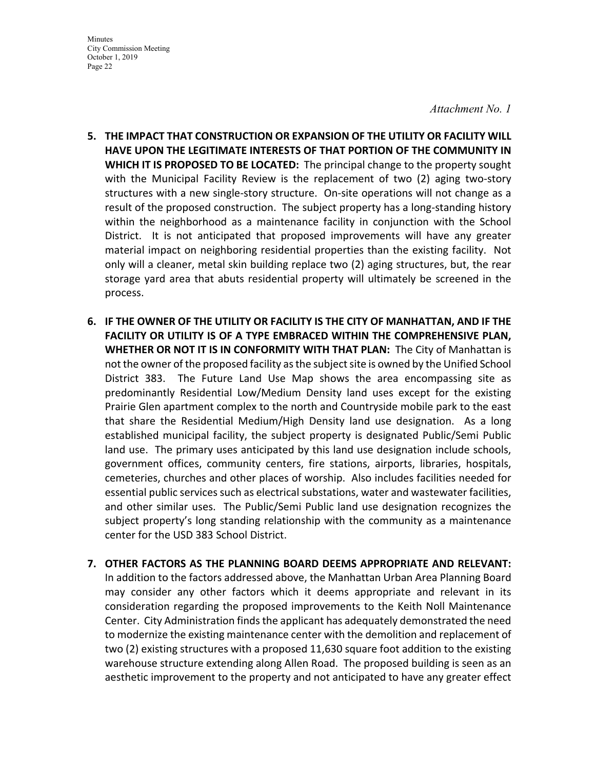*Attachment No. 1*

5. **THE IMPACT THAT CONSTRUCTION OR EXPANSION OF THE UTILITY OR FACILITY WILL HAVE UPON THE LEGITIMATE INTERESTS OF THAT PORTION OF THE COMMUNITY IN WHICH IT IS PROPOSED TO BE LOCATED:** The principal change to the property sought with the Municipal Facility Review is the replacement of two (2) aging two-story structures with a new single-story structure. On-site operations will not change as a result of the proposed construction. The subject property has a long-standing history within the neighborhood as a maintenance facility in conjunction with the School District. It is not anticipated that proposed improvements will have any greater material impact on neighboring residential properties than the existing facility. Not only will a cleaner, metal skin building replace two (2) aging structures, but, the rear storage yard area that abuts residential property will ultimately be screened in the process.

6. **IF THE OWNER OF THE UTILITY OR FACILITY IS THE CITY OF MANHATTAN, AND IF THE FACILITY OR UTILITY IS OF A TYPE EMBRACED WITHIN THE COMPREHENSIVE PLAN, WHETHER OR NOT IT IS IN CONFORMITY WITH THAT PLAN:** The City of Manhattan is not the owner of the proposed facility as the subject site is owned by the Unified School District 383. The Future Land Use Map shows the area encompassing site as predominantly Residential Low/Medium Density land uses except for the existing Prairie Glen apartment complex to the north and Countryside mobile park to the east that share the Residential Medium/High Density land use designation. As a long established municipal facility, the subject property is designated Public/Semi Public land use. The primary uses anticipated by this land use designation include schools, government offices, community centers, fire stations, airports, libraries, hospitals, cemeteries, churches and other places of worship. Also includes facilities needed for essential public services such as electrical substations, water and wastewater facilities, and other similar uses. The Public/Semi Public land use designation recognizes the subject property's long standing relationship with the community as a maintenance center for the USD 383 School District.

7. **OTHER FACTORS AS THE PLANNING BOARD DEEMS APPROPRIATE AND RELEVANT:** In addition to the factors addressed above, the Manhattan Urban Area Planning Board may consider any other factors which it deems appropriate and relevant in its consideration regarding the proposed improvements to the Keith Noll Maintenance Center. City Administration finds the applicant has adequately demonstrated the need to modernize the existing maintenance center with the demolition and replacement of two (2) existing structures with a proposed 11,630 square foot addition to the existing warehouse structure extending along Allen Road. The proposed building is seen as an aesthetic improvement to the property and not anticipated to have any greater effect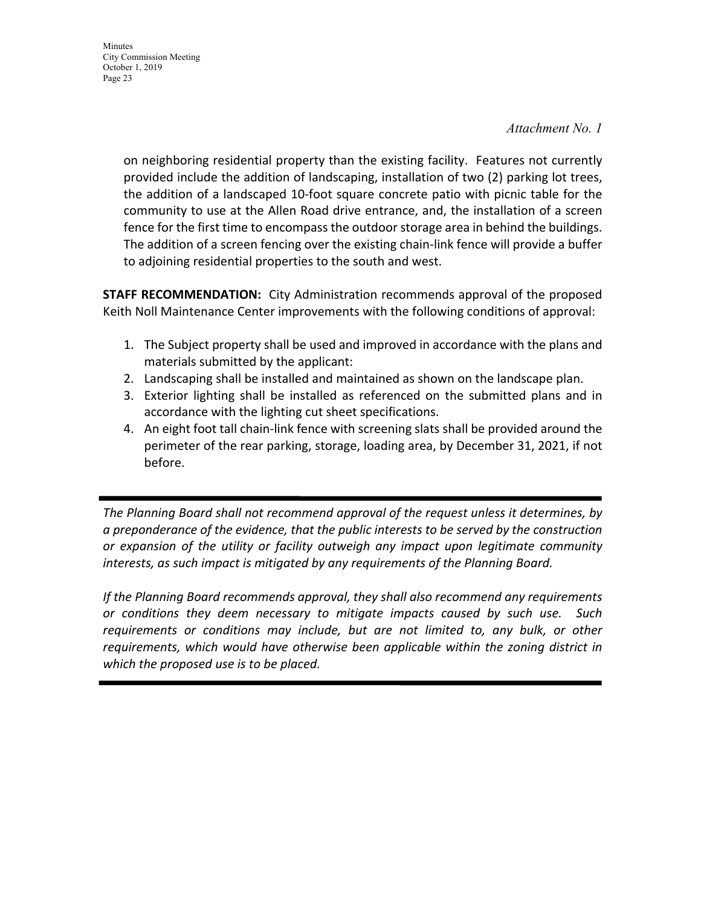*Attachment No. 1*

on neighboring residential property than the existing facility. Features not currently provided include the addition of landscaping, installation of two (2) parking lot trees, the addition of a landscaped 10-foot square concrete patio with picnic table for the community to use at the Allen Road drive entrance, and, the installation of a screen fence for the first time to encompass the outdoor storage area in behind the buildings. The addition of a screen fencing over the existing chain-link fence will provide a buffer to adjoining residential properties to the south and west.

**STAFF RECOMMENDATION:** City Administration recommends approval of the proposed Keith Noll Maintenance Center improvements with the following conditions of approval:

1. The Subject property shall be used and improved in accordance with the plans and materials submitted by the applicant:
2. Landscaping shall be installed and maintained as shown on the landscape plan.
3. Exterior lighting shall be installed as referenced on the submitted plans and in accordance with the lighting cut sheet specifications.
4. An eight foot tall chain-link fence with screening slats shall be provided around the perimeter of the rear parking, storage, loading area, by December 31, 2021, if not before.

---

*The Planning Board shall not recommend approval of the request unless it determines, by a preponderance of the evidence, that the public interests to be served by the construction or expansion of the utility or facility outweigh any impact upon legitimate community interests, as such impact is mitigated by any requirements of the Planning Board.*

*If the Planning Board recommends approval, they shall also recommend any requirements or conditions they deem necessary to mitigate impacts caused by such use. Such requirements or conditions may include, but are not limited to, any bulk, or other requirements, which would have otherwise been applicable within the zoning district in which the proposed use is to be placed.*

---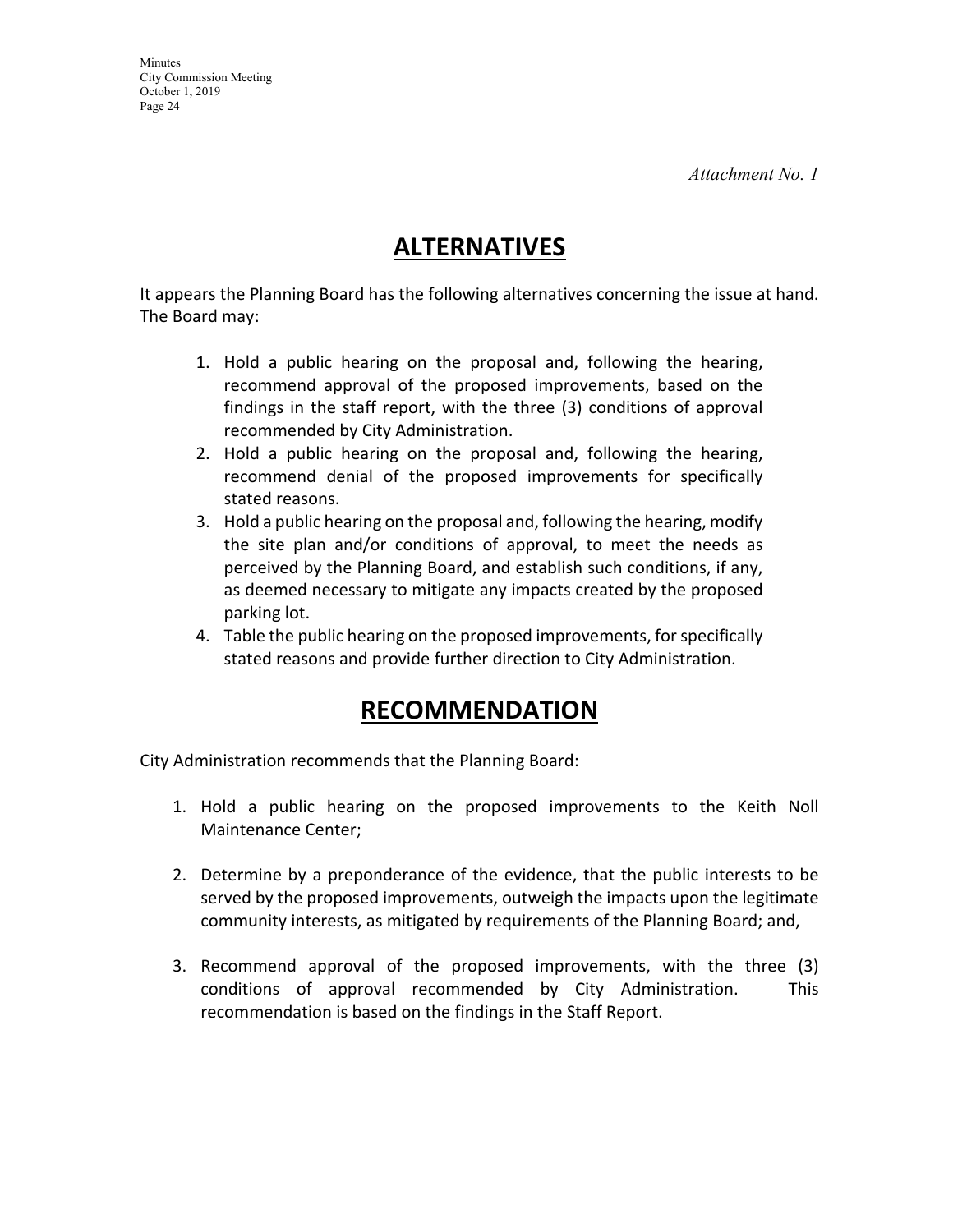*Attachment No. 1*

# ALTERNATIVES

It appears the Planning Board has the following alternatives concerning the issue at hand. The Board may:

1. Hold a public hearing on the proposal and, following the hearing, recommend approval of the proposed improvements, based on the findings in the staff report, with the three (3) conditions of approval recommended by City Administration.
2. Hold a public hearing on the proposal and, following the hearing, recommend denial of the proposed improvements for specifically stated reasons.
3. Hold a public hearing on the proposal and, following the hearing, modify the site plan and/or conditions of approval, to meet the needs as perceived by the Planning Board, and establish such conditions, if any, as deemed necessary to mitigate any impacts created by the proposed parking lot.
4. Table the public hearing on the proposed improvements, for specifically stated reasons and provide further direction to City Administration.

# RECOMMENDATION

City Administration recommends that the Planning Board:

1. Hold a public hearing on the proposed improvements to the Keith Noll Maintenance Center;

2. Determine by a preponderance of the evidence, that the public interests to be served by the proposed improvements, outweigh the impacts upon the legitimate community interests, as mitigated by requirements of the Planning Board; and,

3. Recommend approval of the proposed improvements, with the three (3) conditions of approval recommended by City Administration. This recommendation is based on the findings in the Staff Report.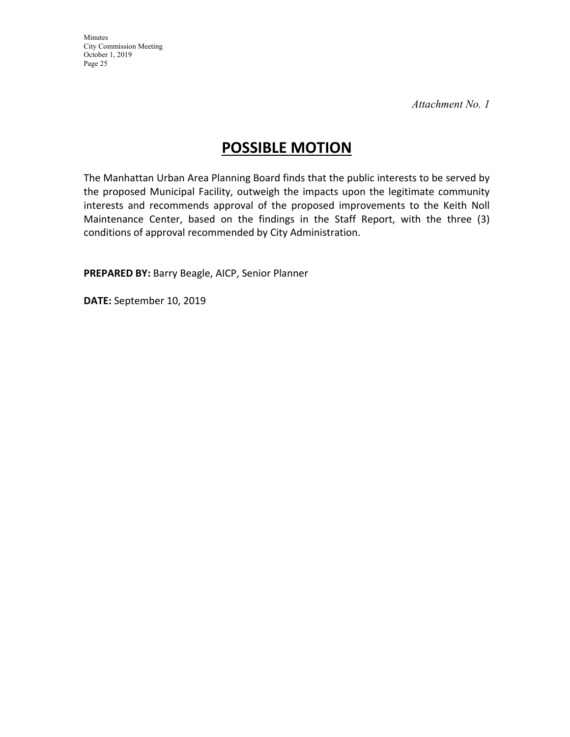*Attachment No. 1*

# POSSIBLE MOTION

The Manhattan Urban Area Planning Board finds that the public interests to be served by the proposed Municipal Facility, outweigh the impacts upon the legitimate community interests and recommends approval of the proposed improvements to the Keith Noll Maintenance Center, based on the findings in the Staff Report, with the three (3) conditions of approval recommended by City Administration.

**PREPARED BY:** Barry Beagle, AICP, Senior Planner

**DATE:** September 10, 2019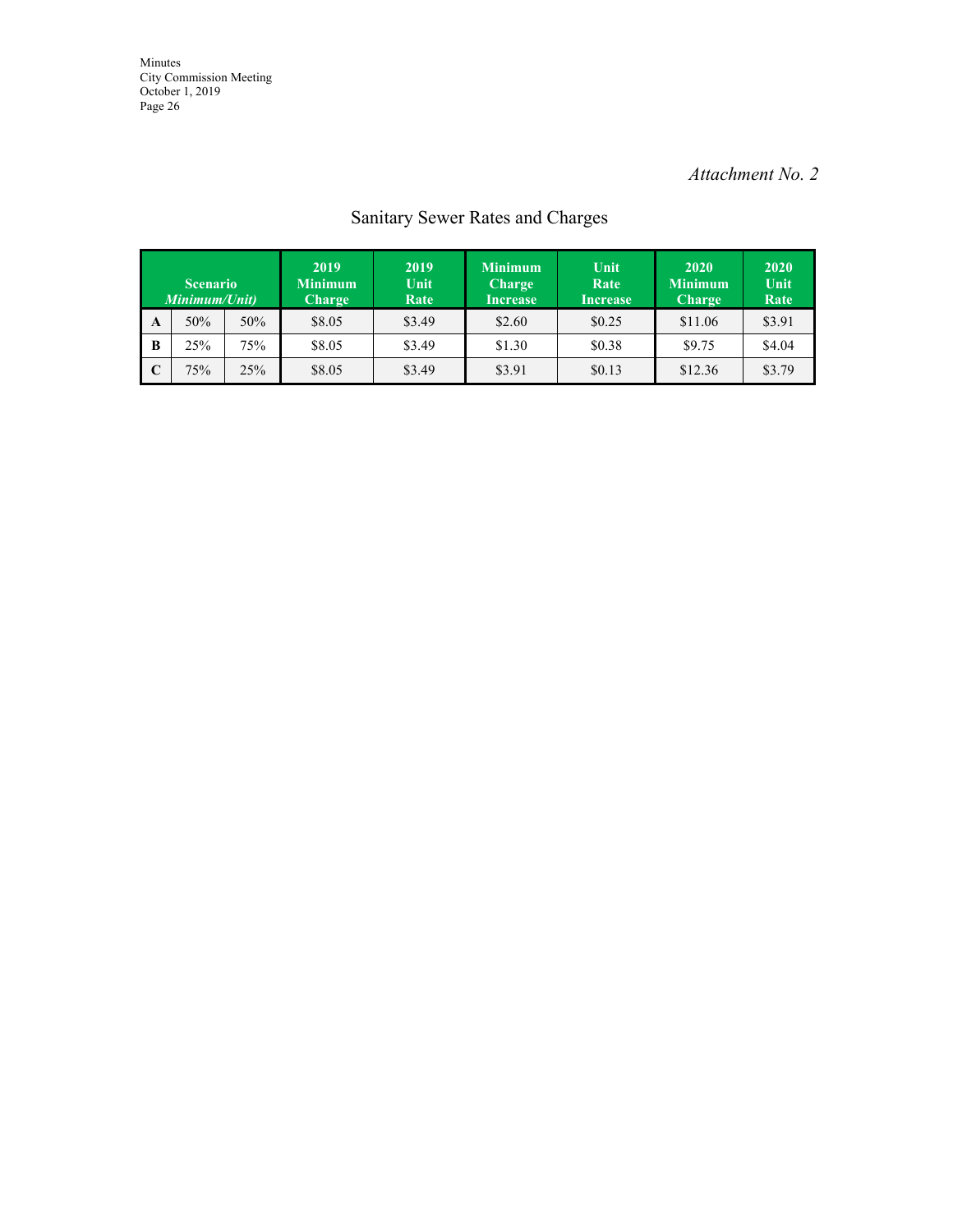*Attachment No. 2*

# Sanitary Sewer Rates and Charges

| Scenario *Minimum/Unit)* | | | 2019 Minimum Charge | 2019 Unit Rate | Minimum Charge Increase | Unit Rate Increase | 2020 Minimum Charge | 2020 Unit Rate |
|---|---|---|---|---|---|---|---|---|
| **A** | 50% | 50% | $8.05 | $3.49 | $2.60 | $0.25 | $11.06 | $3.91 |
| **B** | 25% | 75% | $8.05 | $3.49 | $1.30 | $0.38 | $9.75 | $4.04 |
| **C** | 75% | 25% | $8.05 | $3.49 | $3.91 | $0.13 | $12.36 | $3.79 |